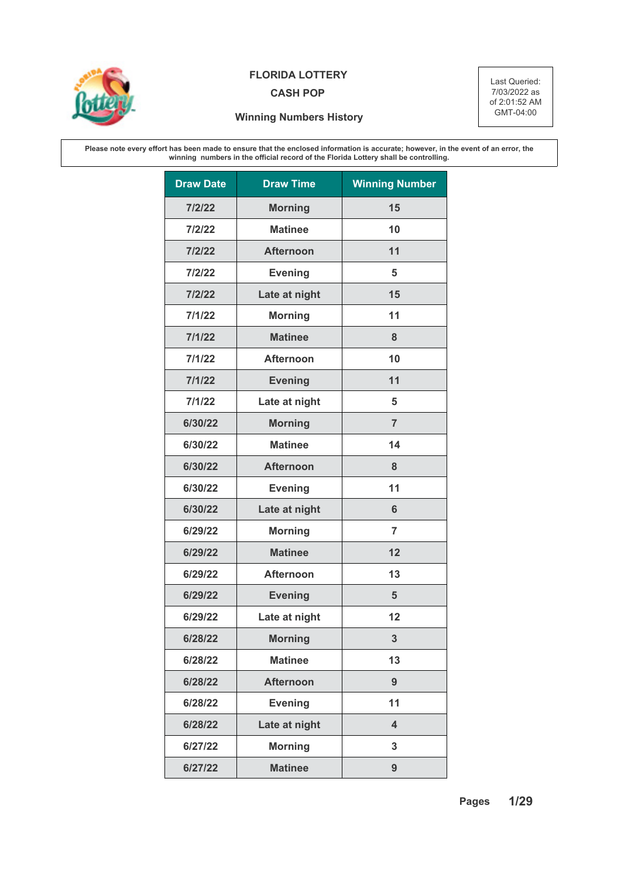# FLORIDA LOTTERY

## CASH POP

### Winning Numbers History

Last Queried: 7/03/2022 as of 2:01:52 AM GMT-04:00

**Please note every effort has been made to ensure that the enclosed information is accurate; however, in the event of an error, the winning numbers in the official record of the Florida Lottery shall be controlling.**

| Draw Date | Draw Time | Winning Number |
|---|---|---|
| 7/2/22 | Morning | 15 |
| 7/2/22 | Matinee | 10 |
| 7/2/22 | Afternoon | 11 |
| 7/2/22 | Evening | 5 |
| 7/2/22 | Late at night | 15 |
| 7/1/22 | Morning | 11 |
| 7/1/22 | Matinee | 8 |
| 7/1/22 | Afternoon | 10 |
| 7/1/22 | Evening | 11 |
| 7/1/22 | Late at night | 5 |
| 6/30/22 | Morning | 7 |
| 6/30/22 | Matinee | 14 |
| 6/30/22 | Afternoon | 8 |
| 6/30/22 | Evening | 11 |
| 6/30/22 | Late at night | 6 |
| 6/29/22 | Morning | 7 |
| 6/29/22 | Matinee | 12 |
| 6/29/22 | Afternoon | 13 |
| 6/29/22 | Evening | 5 |
| 6/29/22 | Late at night | 12 |
| 6/28/22 | Morning | 3 |
| 6/28/22 | Matinee | 13 |
| 6/28/22 | Afternoon | 9 |
| 6/28/22 | Evening | 11 |
| 6/28/22 | Late at night | 4 |
| 6/27/22 | Morning | 3 |
| 6/27/22 | Matinee | 9 |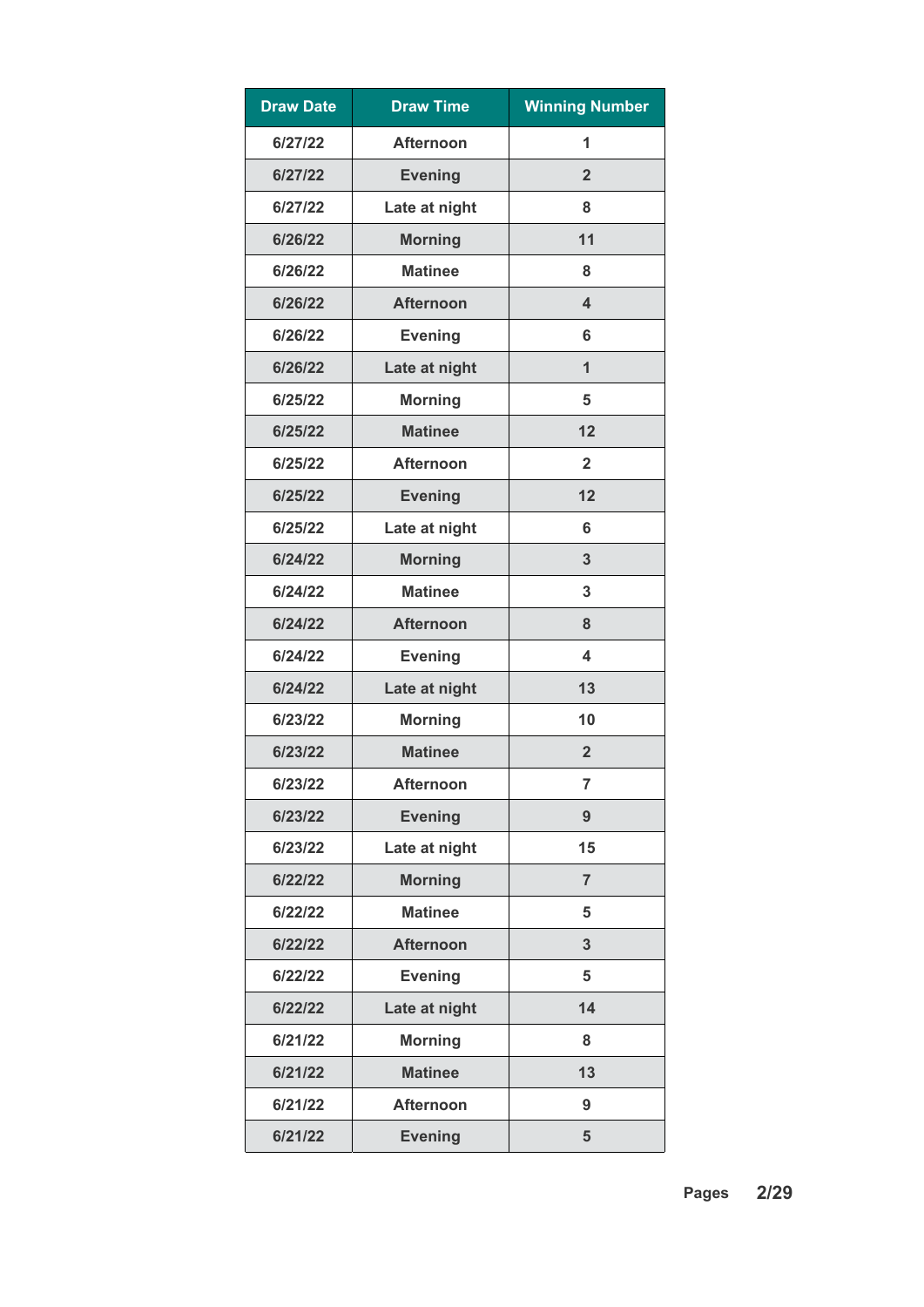| Draw Date | Draw Time | Winning Number |
|---|---|---|
| 6/27/22 | Afternoon | 1 |
| 6/27/22 | Evening | 2 |
| 6/27/22 | Late at night | 8 |
| 6/26/22 | Morning | 11 |
| 6/26/22 | Matinee | 8 |
| 6/26/22 | Afternoon | 4 |
| 6/26/22 | Evening | 6 |
| 6/26/22 | Late at night | 1 |
| 6/25/22 | Morning | 5 |
| 6/25/22 | Matinee | 12 |
| 6/25/22 | Afternoon | 2 |
| 6/25/22 | Evening | 12 |
| 6/25/22 | Late at night | 6 |
| 6/24/22 | Morning | 3 |
| 6/24/22 | Matinee | 3 |
| 6/24/22 | Afternoon | 8 |
| 6/24/22 | Evening | 4 |
| 6/24/22 | Late at night | 13 |
| 6/23/22 | Morning | 10 |
| 6/23/22 | Matinee | 2 |
| 6/23/22 | Afternoon | 7 |
| 6/23/22 | Evening | 9 |
| 6/23/22 | Late at night | 15 |
| 6/22/22 | Morning | 7 |
| 6/22/22 | Matinee | 5 |
| 6/22/22 | Afternoon | 3 |
| 6/22/22 | Evening | 5 |
| 6/22/22 | Late at night | 14 |
| 6/21/22 | Morning | 8 |
| 6/21/22 | Matinee | 13 |
| 6/21/22 | Afternoon | 9 |
| 6/21/22 | Evening | 5 |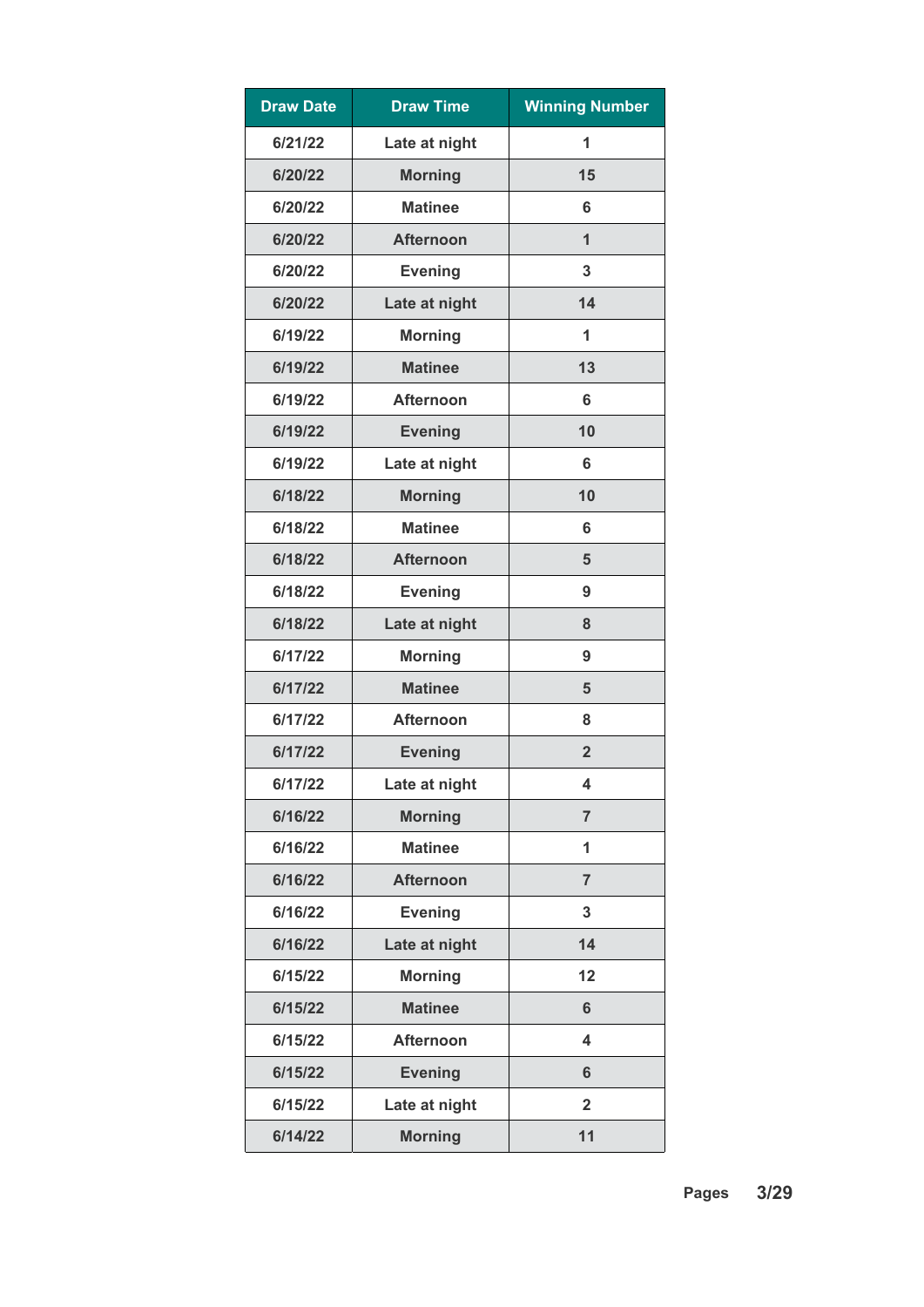| Draw Date | Draw Time | Winning Number |
|---|---|---|
| 6/21/22 | Late at night | 1 |
| 6/20/22 | Morning | 15 |
| 6/20/22 | Matinee | 6 |
| 6/20/22 | Afternoon | 1 |
| 6/20/22 | Evening | 3 |
| 6/20/22 | Late at night | 14 |
| 6/19/22 | Morning | 1 |
| 6/19/22 | Matinee | 13 |
| 6/19/22 | Afternoon | 6 |
| 6/19/22 | Evening | 10 |
| 6/19/22 | Late at night | 6 |
| 6/18/22 | Morning | 10 |
| 6/18/22 | Matinee | 6 |
| 6/18/22 | Afternoon | 5 |
| 6/18/22 | Evening | 9 |
| 6/18/22 | Late at night | 8 |
| 6/17/22 | Morning | 9 |
| 6/17/22 | Matinee | 5 |
| 6/17/22 | Afternoon | 8 |
| 6/17/22 | Evening | 2 |
| 6/17/22 | Late at night | 4 |
| 6/16/22 | Morning | 7 |
| 6/16/22 | Matinee | 1 |
| 6/16/22 | Afternoon | 7 |
| 6/16/22 | Evening | 3 |
| 6/16/22 | Late at night | 14 |
| 6/15/22 | Morning | 12 |
| 6/15/22 | Matinee | 6 |
| 6/15/22 | Afternoon | 4 |
| 6/15/22 | Evening | 6 |
| 6/15/22 | Late at night | 2 |
| 6/14/22 | Morning | 11 |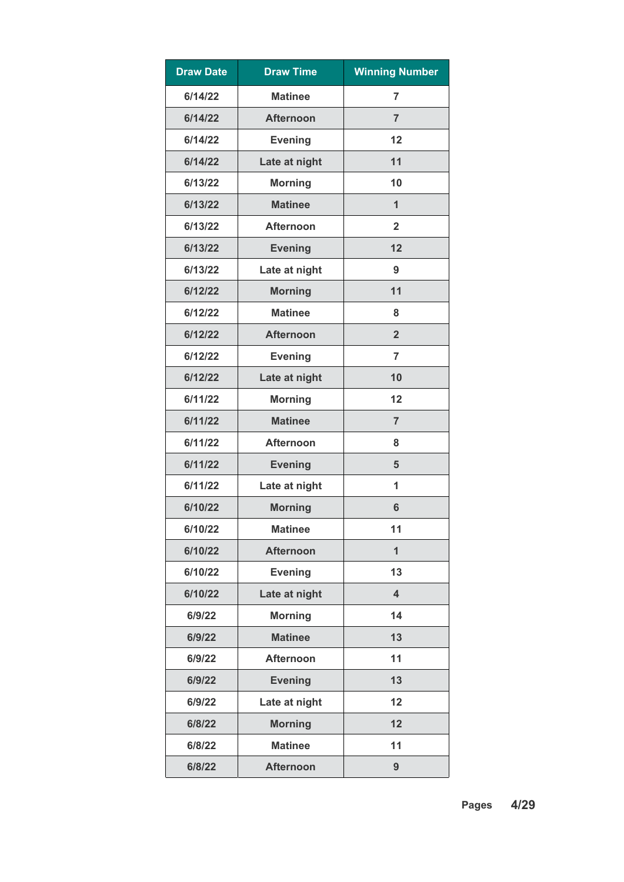| Draw Date | Draw Time | Winning Number |
|---|---|---|
| 6/14/22 | Matinee | 7 |
| 6/14/22 | Afternoon | 7 |
| 6/14/22 | Evening | 12 |
| 6/14/22 | Late at night | 11 |
| 6/13/22 | Morning | 10 |
| 6/13/22 | Matinee | 1 |
| 6/13/22 | Afternoon | 2 |
| 6/13/22 | Evening | 12 |
| 6/13/22 | Late at night | 9 |
| 6/12/22 | Morning | 11 |
| 6/12/22 | Matinee | 8 |
| 6/12/22 | Afternoon | 2 |
| 6/12/22 | Evening | 7 |
| 6/12/22 | Late at night | 10 |
| 6/11/22 | Morning | 12 |
| 6/11/22 | Matinee | 7 |
| 6/11/22 | Afternoon | 8 |
| 6/11/22 | Evening | 5 |
| 6/11/22 | Late at night | 1 |
| 6/10/22 | Morning | 6 |
| 6/10/22 | Matinee | 11 |
| 6/10/22 | Afternoon | 1 |
| 6/10/22 | Evening | 13 |
| 6/10/22 | Late at night | 4 |
| 6/9/22 | Morning | 14 |
| 6/9/22 | Matinee | 13 |
| 6/9/22 | Afternoon | 11 |
| 6/9/22 | Evening | 13 |
| 6/9/22 | Late at night | 12 |
| 6/8/22 | Morning | 12 |
| 6/8/22 | Matinee | 11 |
| 6/8/22 | Afternoon | 9 |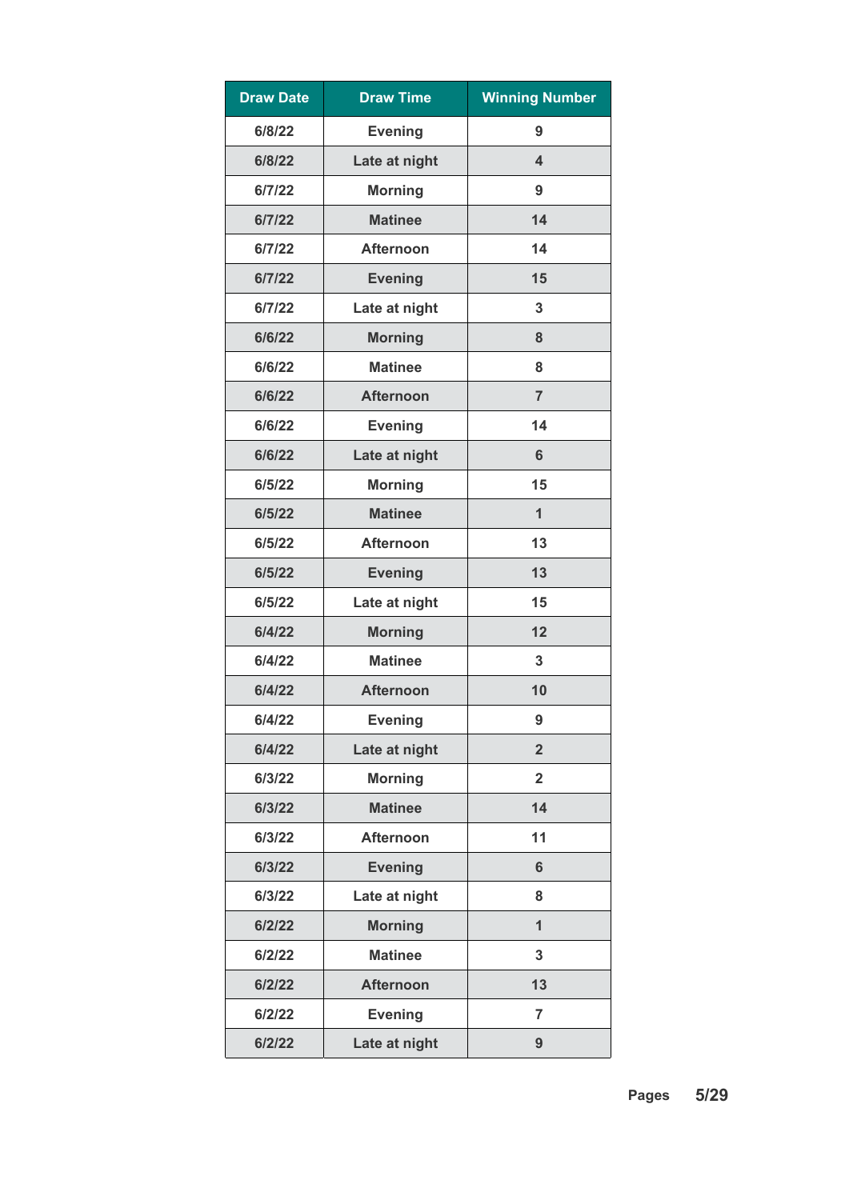| Draw Date | Draw Time | Winning Number |
|---|---|---|
| 6/8/22 | Evening | 9 |
| 6/8/22 | Late at night | 4 |
| 6/7/22 | Morning | 9 |
| 6/7/22 | Matinee | 14 |
| 6/7/22 | Afternoon | 14 |
| 6/7/22 | Evening | 15 |
| 6/7/22 | Late at night | 3 |
| 6/6/22 | Morning | 8 |
| 6/6/22 | Matinee | 8 |
| 6/6/22 | Afternoon | 7 |
| 6/6/22 | Evening | 14 |
| 6/6/22 | Late at night | 6 |
| 6/5/22 | Morning | 15 |
| 6/5/22 | Matinee | 1 |
| 6/5/22 | Afternoon | 13 |
| 6/5/22 | Evening | 13 |
| 6/5/22 | Late at night | 15 |
| 6/4/22 | Morning | 12 |
| 6/4/22 | Matinee | 3 |
| 6/4/22 | Afternoon | 10 |
| 6/4/22 | Evening | 9 |
| 6/4/22 | Late at night | 2 |
| 6/3/22 | Morning | 2 |
| 6/3/22 | Matinee | 14 |
| 6/3/22 | Afternoon | 11 |
| 6/3/22 | Evening | 6 |
| 6/3/22 | Late at night | 8 |
| 6/2/22 | Morning | 1 |
| 6/2/22 | Matinee | 3 |
| 6/2/22 | Afternoon | 13 |
| 6/2/22 | Evening | 7 |
| 6/2/22 | Late at night | 9 |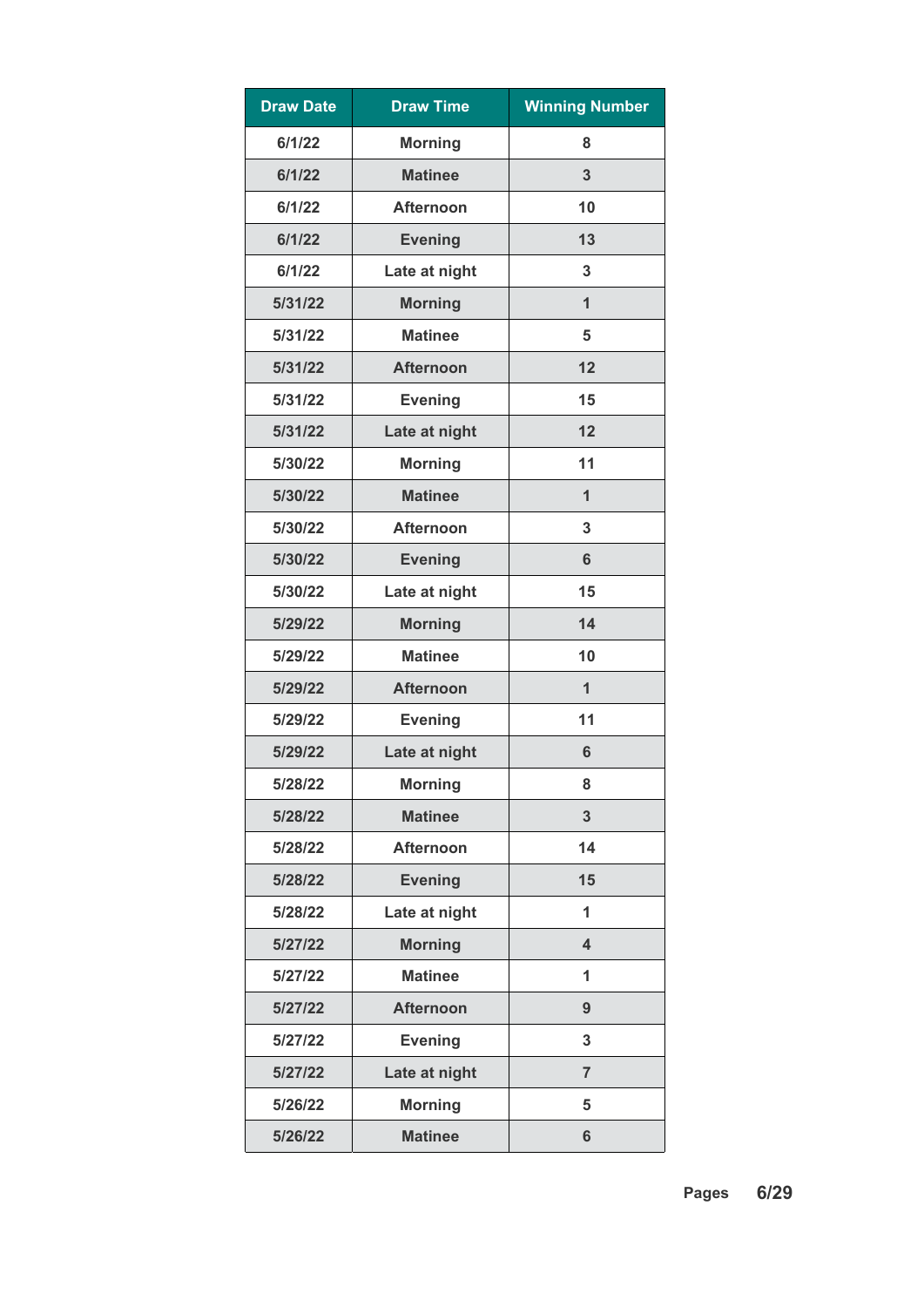| Draw Date | Draw Time | Winning Number |
|---|---|---|
| 6/1/22 | Morning | 8 |
| 6/1/22 | Matinee | 3 |
| 6/1/22 | Afternoon | 10 |
| 6/1/22 | Evening | 13 |
| 6/1/22 | Late at night | 3 |
| 5/31/22 | Morning | 1 |
| 5/31/22 | Matinee | 5 |
| 5/31/22 | Afternoon | 12 |
| 5/31/22 | Evening | 15 |
| 5/31/22 | Late at night | 12 |
| 5/30/22 | Morning | 11 |
| 5/30/22 | Matinee | 1 |
| 5/30/22 | Afternoon | 3 |
| 5/30/22 | Evening | 6 |
| 5/30/22 | Late at night | 15 |
| 5/29/22 | Morning | 14 |
| 5/29/22 | Matinee | 10 |
| 5/29/22 | Afternoon | 1 |
| 5/29/22 | Evening | 11 |
| 5/29/22 | Late at night | 6 |
| 5/28/22 | Morning | 8 |
| 5/28/22 | Matinee | 3 |
| 5/28/22 | Afternoon | 14 |
| 5/28/22 | Evening | 15 |
| 5/28/22 | Late at night | 1 |
| 5/27/22 | Morning | 4 |
| 5/27/22 | Matinee | 1 |
| 5/27/22 | Afternoon | 9 |
| 5/27/22 | Evening | 3 |
| 5/27/22 | Late at night | 7 |
| 5/26/22 | Morning | 5 |
| 5/26/22 | Matinee | 6 |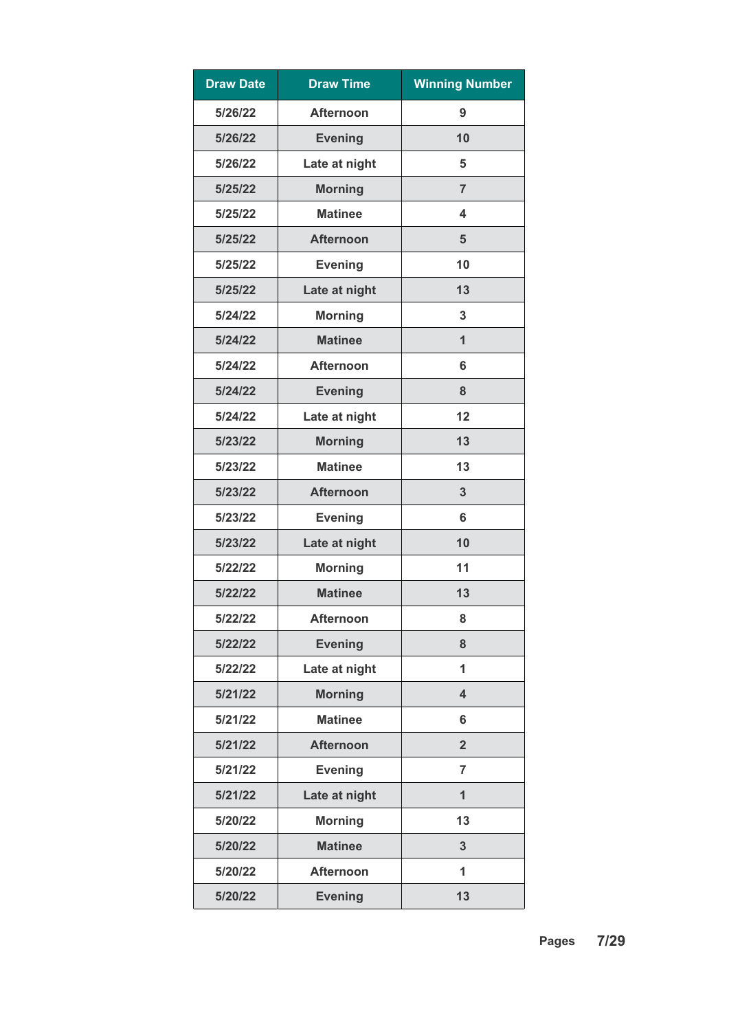| Draw Date | Draw Time | Winning Number |
|---|---|---|
| 5/26/22 | Afternoon | 9 |
| 5/26/22 | Evening | 10 |
| 5/26/22 | Late at night | 5 |
| 5/25/22 | Morning | 7 |
| 5/25/22 | Matinee | 4 |
| 5/25/22 | Afternoon | 5 |
| 5/25/22 | Evening | 10 |
| 5/25/22 | Late at night | 13 |
| 5/24/22 | Morning | 3 |
| 5/24/22 | Matinee | 1 |
| 5/24/22 | Afternoon | 6 |
| 5/24/22 | Evening | 8 |
| 5/24/22 | Late at night | 12 |
| 5/23/22 | Morning | 13 |
| 5/23/22 | Matinee | 13 |
| 5/23/22 | Afternoon | 3 |
| 5/23/22 | Evening | 6 |
| 5/23/22 | Late at night | 10 |
| 5/22/22 | Morning | 11 |
| 5/22/22 | Matinee | 13 |
| 5/22/22 | Afternoon | 8 |
| 5/22/22 | Evening | 8 |
| 5/22/22 | Late at night | 1 |
| 5/21/22 | Morning | 4 |
| 5/21/22 | Matinee | 6 |
| 5/21/22 | Afternoon | 2 |
| 5/21/22 | Evening | 7 |
| 5/21/22 | Late at night | 1 |
| 5/20/22 | Morning | 13 |
| 5/20/22 | Matinee | 3 |
| 5/20/22 | Afternoon | 1 |
| 5/20/22 | Evening | 13 |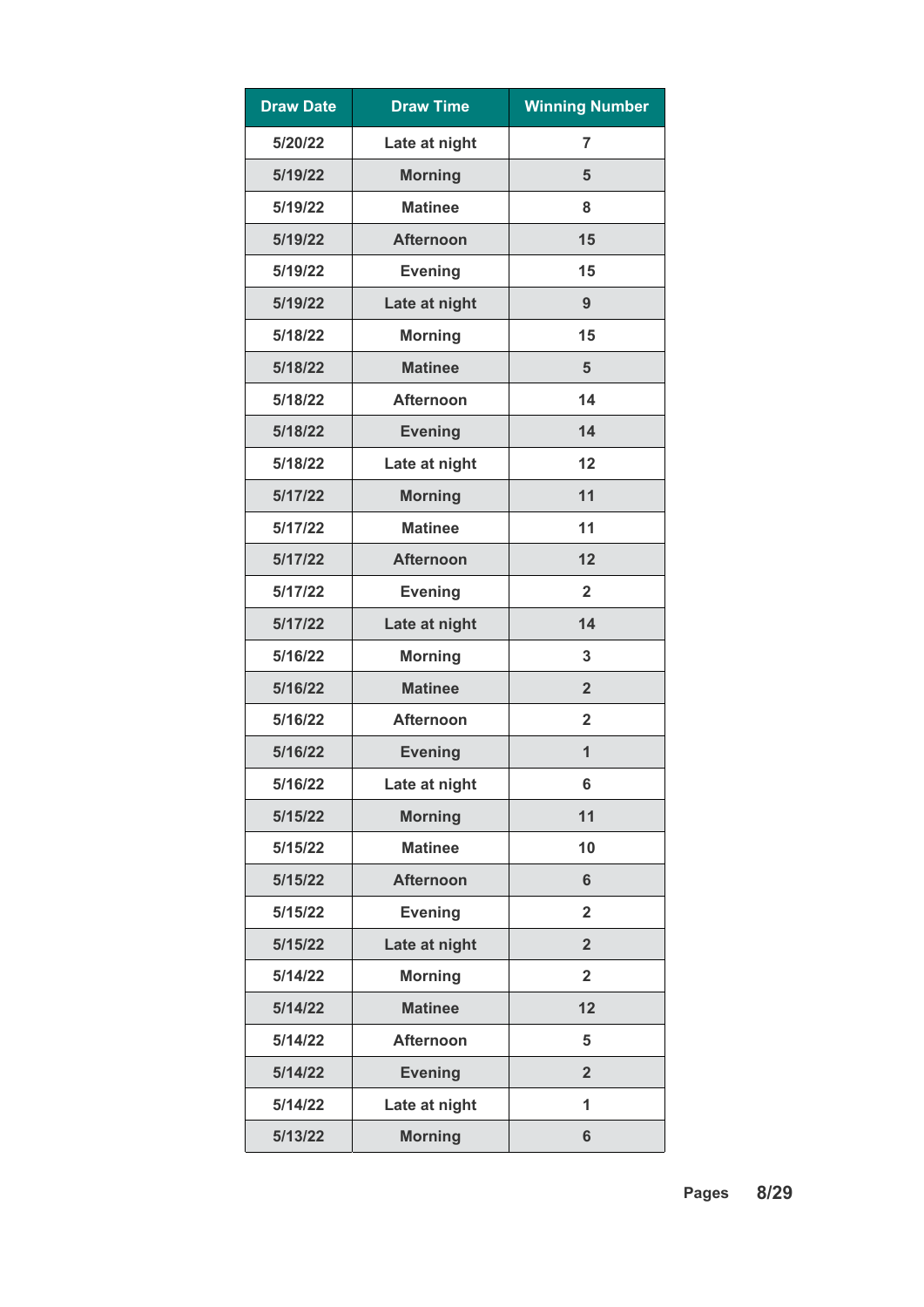| Draw Date | Draw Time | Winning Number |
|---|---|---|
| 5/20/22 | Late at night | 7 |
| 5/19/22 | Morning | 5 |
| 5/19/22 | Matinee | 8 |
| 5/19/22 | Afternoon | 15 |
| 5/19/22 | Evening | 15 |
| 5/19/22 | Late at night | 9 |
| 5/18/22 | Morning | 15 |
| 5/18/22 | Matinee | 5 |
| 5/18/22 | Afternoon | 14 |
| 5/18/22 | Evening | 14 |
| 5/18/22 | Late at night | 12 |
| 5/17/22 | Morning | 11 |
| 5/17/22 | Matinee | 11 |
| 5/17/22 | Afternoon | 12 |
| 5/17/22 | Evening | 2 |
| 5/17/22 | Late at night | 14 |
| 5/16/22 | Morning | 3 |
| 5/16/22 | Matinee | 2 |
| 5/16/22 | Afternoon | 2 |
| 5/16/22 | Evening | 1 |
| 5/16/22 | Late at night | 6 |
| 5/15/22 | Morning | 11 |
| 5/15/22 | Matinee | 10 |
| 5/15/22 | Afternoon | 6 |
| 5/15/22 | Evening | 2 |
| 5/15/22 | Late at night | 2 |
| 5/14/22 | Morning | 2 |
| 5/14/22 | Matinee | 12 |
| 5/14/22 | Afternoon | 5 |
| 5/14/22 | Evening | 2 |
| 5/14/22 | Late at night | 1 |
| 5/13/22 | Morning | 6 |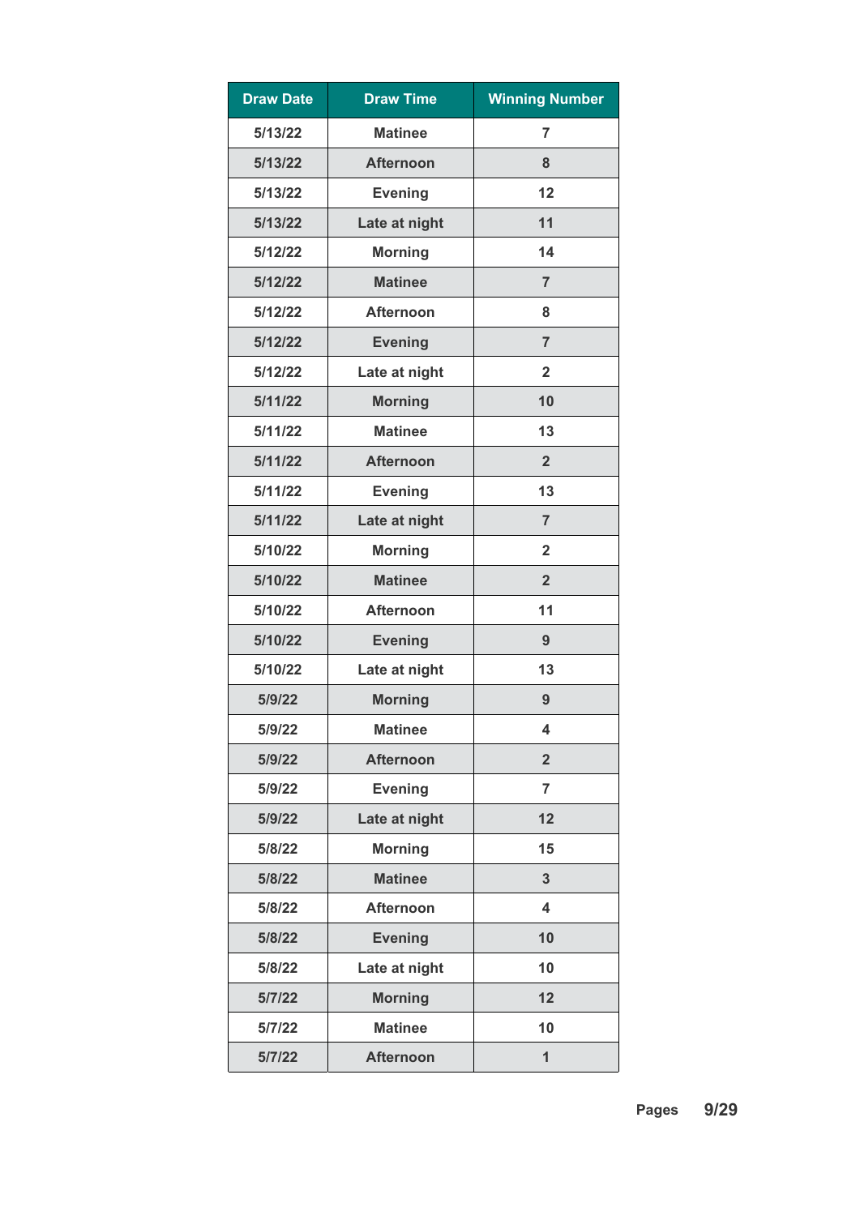| Draw Date | Draw Time | Winning Number |
|---|---|---|
| 5/13/22 | Matinee | 7 |
| 5/13/22 | Afternoon | 8 |
| 5/13/22 | Evening | 12 |
| 5/13/22 | Late at night | 11 |
| 5/12/22 | Morning | 14 |
| 5/12/22 | Matinee | 7 |
| 5/12/22 | Afternoon | 8 |
| 5/12/22 | Evening | 7 |
| 5/12/22 | Late at night | 2 |
| 5/11/22 | Morning | 10 |
| 5/11/22 | Matinee | 13 |
| 5/11/22 | Afternoon | 2 |
| 5/11/22 | Evening | 13 |
| 5/11/22 | Late at night | 7 |
| 5/10/22 | Morning | 2 |
| 5/10/22 | Matinee | 2 |
| 5/10/22 | Afternoon | 11 |
| 5/10/22 | Evening | 9 |
| 5/10/22 | Late at night | 13 |
| 5/9/22 | Morning | 9 |
| 5/9/22 | Matinee | 4 |
| 5/9/22 | Afternoon | 2 |
| 5/9/22 | Evening | 7 |
| 5/9/22 | Late at night | 12 |
| 5/8/22 | Morning | 15 |
| 5/8/22 | Matinee | 3 |
| 5/8/22 | Afternoon | 4 |
| 5/8/22 | Evening | 10 |
| 5/8/22 | Late at night | 10 |
| 5/7/22 | Morning | 12 |
| 5/7/22 | Matinee | 10 |
| 5/7/22 | Afternoon | 1 |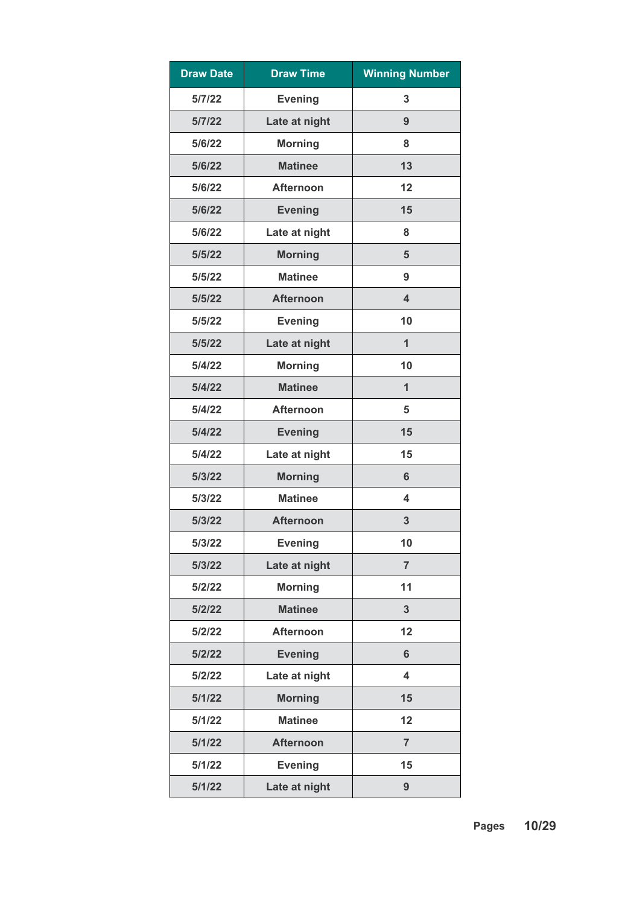| Draw Date | Draw Time | Winning Number |
| --- | --- | --- |
| 5/7/22 | Evening | 3 |
| 5/7/22 | Late at night | 9 |
| 5/6/22 | Morning | 8 |
| 5/6/22 | Matinee | 13 |
| 5/6/22 | Afternoon | 12 |
| 5/6/22 | Evening | 15 |
| 5/6/22 | Late at night | 8 |
| 5/5/22 | Morning | 5 |
| 5/5/22 | Matinee | 9 |
| 5/5/22 | Afternoon | 4 |
| 5/5/22 | Evening | 10 |
| 5/5/22 | Late at night | 1 |
| 5/4/22 | Morning | 10 |
| 5/4/22 | Matinee | 1 |
| 5/4/22 | Afternoon | 5 |
| 5/4/22 | Evening | 15 |
| 5/4/22 | Late at night | 15 |
| 5/3/22 | Morning | 6 |
| 5/3/22 | Matinee | 4 |
| 5/3/22 | Afternoon | 3 |
| 5/3/22 | Evening | 10 |
| 5/3/22 | Late at night | 7 |
| 5/2/22 | Morning | 11 |
| 5/2/22 | Matinee | 3 |
| 5/2/22 | Afternoon | 12 |
| 5/2/22 | Evening | 6 |
| 5/2/22 | Late at night | 4 |
| 5/1/22 | Morning | 15 |
| 5/1/22 | Matinee | 12 |
| 5/1/22 | Afternoon | 7 |
| 5/1/22 | Evening | 15 |
| 5/1/22 | Late at night | 9 |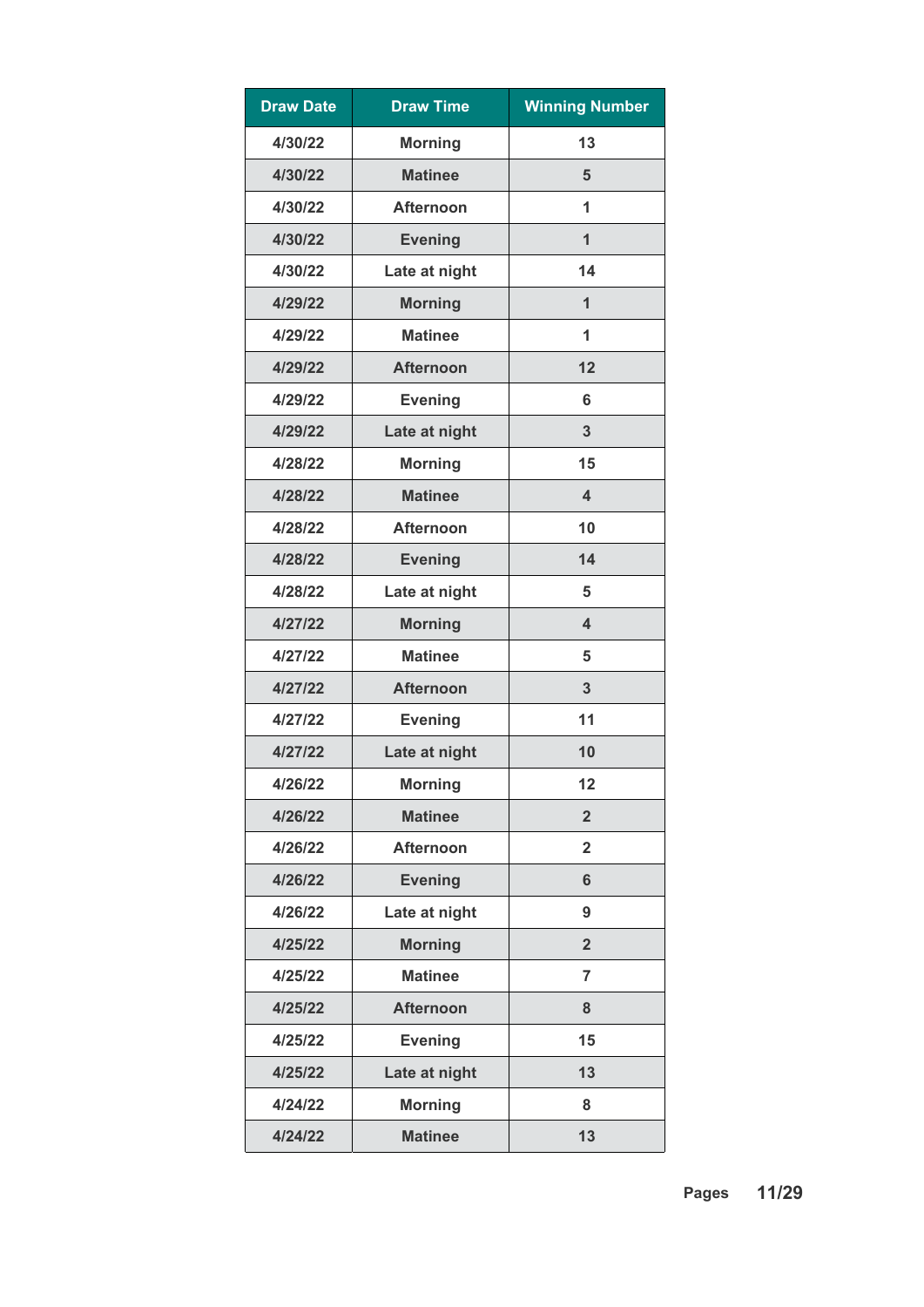| Draw Date | Draw Time | Winning Number |
| --- | --- | --- |
| 4/30/22 | Morning | 13 |
| 4/30/22 | Matinee | 5 |
| 4/30/22 | Afternoon | 1 |
| 4/30/22 | Evening | 1 |
| 4/30/22 | Late at night | 14 |
| 4/29/22 | Morning | 1 |
| 4/29/22 | Matinee | 1 |
| 4/29/22 | Afternoon | 12 |
| 4/29/22 | Evening | 6 |
| 4/29/22 | Late at night | 3 |
| 4/28/22 | Morning | 15 |
| 4/28/22 | Matinee | 4 |
| 4/28/22 | Afternoon | 10 |
| 4/28/22 | Evening | 14 |
| 4/28/22 | Late at night | 5 |
| 4/27/22 | Morning | 4 |
| 4/27/22 | Matinee | 5 |
| 4/27/22 | Afternoon | 3 |
| 4/27/22 | Evening | 11 |
| 4/27/22 | Late at night | 10 |
| 4/26/22 | Morning | 12 |
| 4/26/22 | Matinee | 2 |
| 4/26/22 | Afternoon | 2 |
| 4/26/22 | Evening | 6 |
| 4/26/22 | Late at night | 9 |
| 4/25/22 | Morning | 2 |
| 4/25/22 | Matinee | 7 |
| 4/25/22 | Afternoon | 8 |
| 4/25/22 | Evening | 15 |
| 4/25/22 | Late at night | 13 |
| 4/24/22 | Morning | 8 |
| 4/24/22 | Matinee | 13 |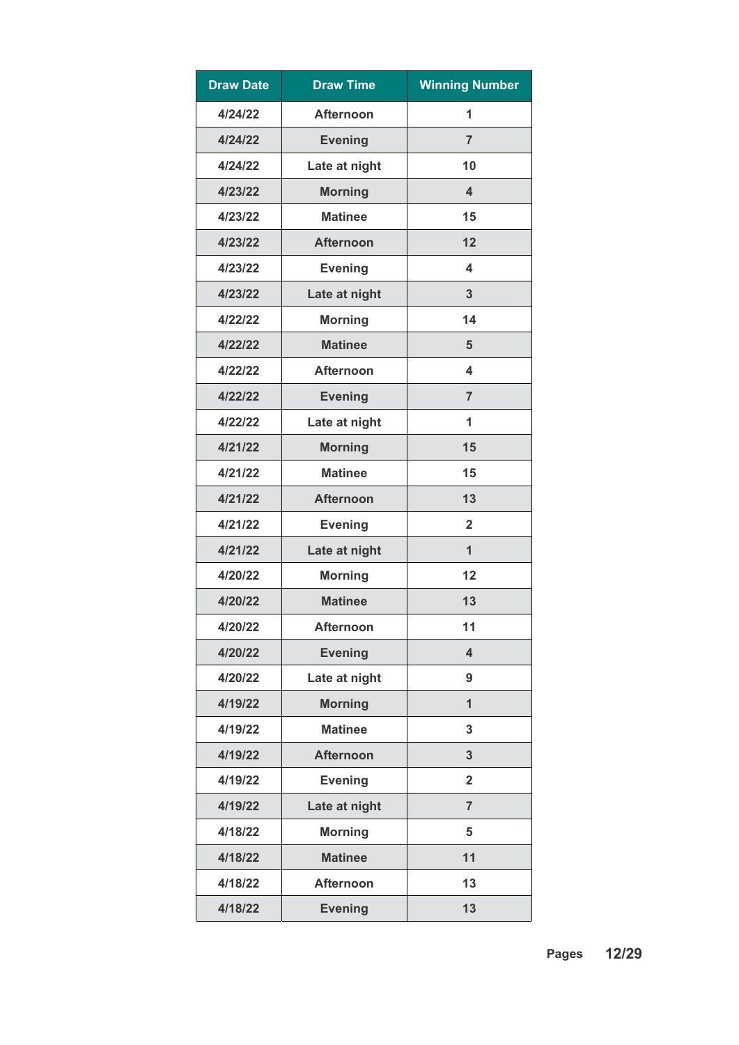| Draw Date | Draw Time | Winning Number |
|---|---|---|
| 4/24/22 | Afternoon | 1 |
| 4/24/22 | Evening | 7 |
| 4/24/22 | Late at night | 10 |
| 4/23/22 | Morning | 4 |
| 4/23/22 | Matinee | 15 |
| 4/23/22 | Afternoon | 12 |
| 4/23/22 | Evening | 4 |
| 4/23/22 | Late at night | 3 |
| 4/22/22 | Morning | 14 |
| 4/22/22 | Matinee | 5 |
| 4/22/22 | Afternoon | 4 |
| 4/22/22 | Evening | 7 |
| 4/22/22 | Late at night | 1 |
| 4/21/22 | Morning | 15 |
| 4/21/22 | Matinee | 15 |
| 4/21/22 | Afternoon | 13 |
| 4/21/22 | Evening | 2 |
| 4/21/22 | Late at night | 1 |
| 4/20/22 | Morning | 12 |
| 4/20/22 | Matinee | 13 |
| 4/20/22 | Afternoon | 11 |
| 4/20/22 | Evening | 4 |
| 4/20/22 | Late at night | 9 |
| 4/19/22 | Morning | 1 |
| 4/19/22 | Matinee | 3 |
| 4/19/22 | Afternoon | 3 |
| 4/19/22 | Evening | 2 |
| 4/19/22 | Late at night | 7 |
| 4/18/22 | Morning | 5 |
| 4/18/22 | Matinee | 11 |
| 4/18/22 | Afternoon | 13 |
| 4/18/22 | Evening | 13 |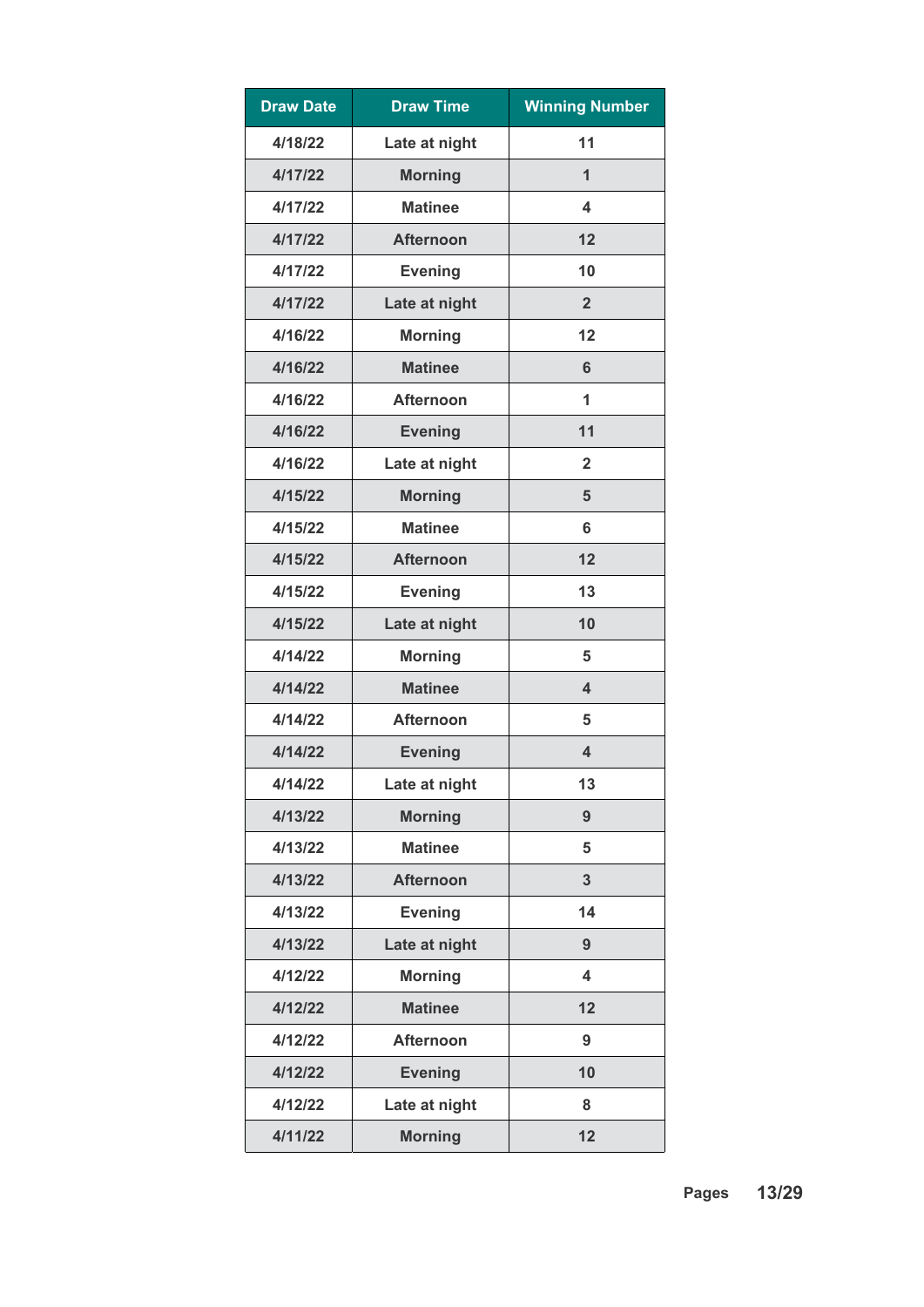| Draw Date | Draw Time | Winning Number |
|---|---|---|
| 4/18/22 | Late at night | 11 |
| 4/17/22 | Morning | 1 |
| 4/17/22 | Matinee | 4 |
| 4/17/22 | Afternoon | 12 |
| 4/17/22 | Evening | 10 |
| 4/17/22 | Late at night | 2 |
| 4/16/22 | Morning | 12 |
| 4/16/22 | Matinee | 6 |
| 4/16/22 | Afternoon | 1 |
| 4/16/22 | Evening | 11 |
| 4/16/22 | Late at night | 2 |
| 4/15/22 | Morning | 5 |
| 4/15/22 | Matinee | 6 |
| 4/15/22 | Afternoon | 12 |
| 4/15/22 | Evening | 13 |
| 4/15/22 | Late at night | 10 |
| 4/14/22 | Morning | 5 |
| 4/14/22 | Matinee | 4 |
| 4/14/22 | Afternoon | 5 |
| 4/14/22 | Evening | 4 |
| 4/14/22 | Late at night | 13 |
| 4/13/22 | Morning | 9 |
| 4/13/22 | Matinee | 5 |
| 4/13/22 | Afternoon | 3 |
| 4/13/22 | Evening | 14 |
| 4/13/22 | Late at night | 9 |
| 4/12/22 | Morning | 4 |
| 4/12/22 | Matinee | 12 |
| 4/12/22 | Afternoon | 9 |
| 4/12/22 | Evening | 10 |
| 4/12/22 | Late at night | 8 |
| 4/11/22 | Morning | 12 |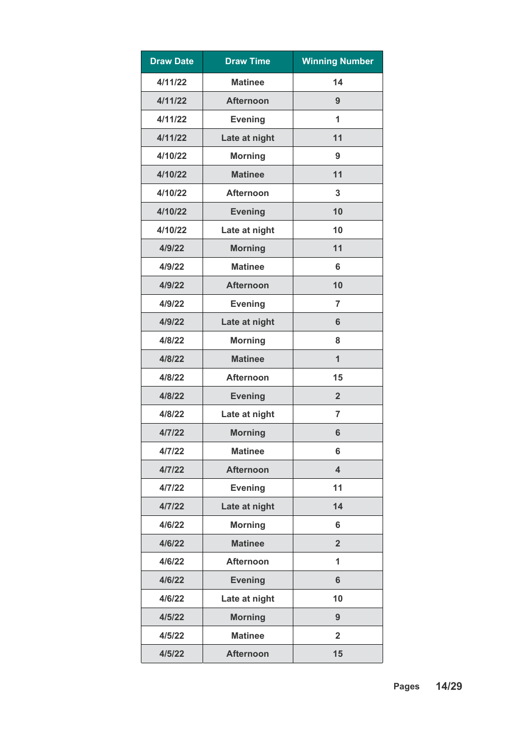| Draw Date | Draw Time | Winning Number |
|---|---|---|
| 4/11/22 | Matinee | 14 |
| 4/11/22 | Afternoon | 9 |
| 4/11/22 | Evening | 1 |
| 4/11/22 | Late at night | 11 |
| 4/10/22 | Morning | 9 |
| 4/10/22 | Matinee | 11 |
| 4/10/22 | Afternoon | 3 |
| 4/10/22 | Evening | 10 |
| 4/10/22 | Late at night | 10 |
| 4/9/22 | Morning | 11 |
| 4/9/22 | Matinee | 6 |
| 4/9/22 | Afternoon | 10 |
| 4/9/22 | Evening | 7 |
| 4/9/22 | Late at night | 6 |
| 4/8/22 | Morning | 8 |
| 4/8/22 | Matinee | 1 |
| 4/8/22 | Afternoon | 15 |
| 4/8/22 | Evening | 2 |
| 4/8/22 | Late at night | 7 |
| 4/7/22 | Morning | 6 |
| 4/7/22 | Matinee | 6 |
| 4/7/22 | Afternoon | 4 |
| 4/7/22 | Evening | 11 |
| 4/7/22 | Late at night | 14 |
| 4/6/22 | Morning | 6 |
| 4/6/22 | Matinee | 2 |
| 4/6/22 | Afternoon | 1 |
| 4/6/22 | Evening | 6 |
| 4/6/22 | Late at night | 10 |
| 4/5/22 | Morning | 9 |
| 4/5/22 | Matinee | 2 |
| 4/5/22 | Afternoon | 15 |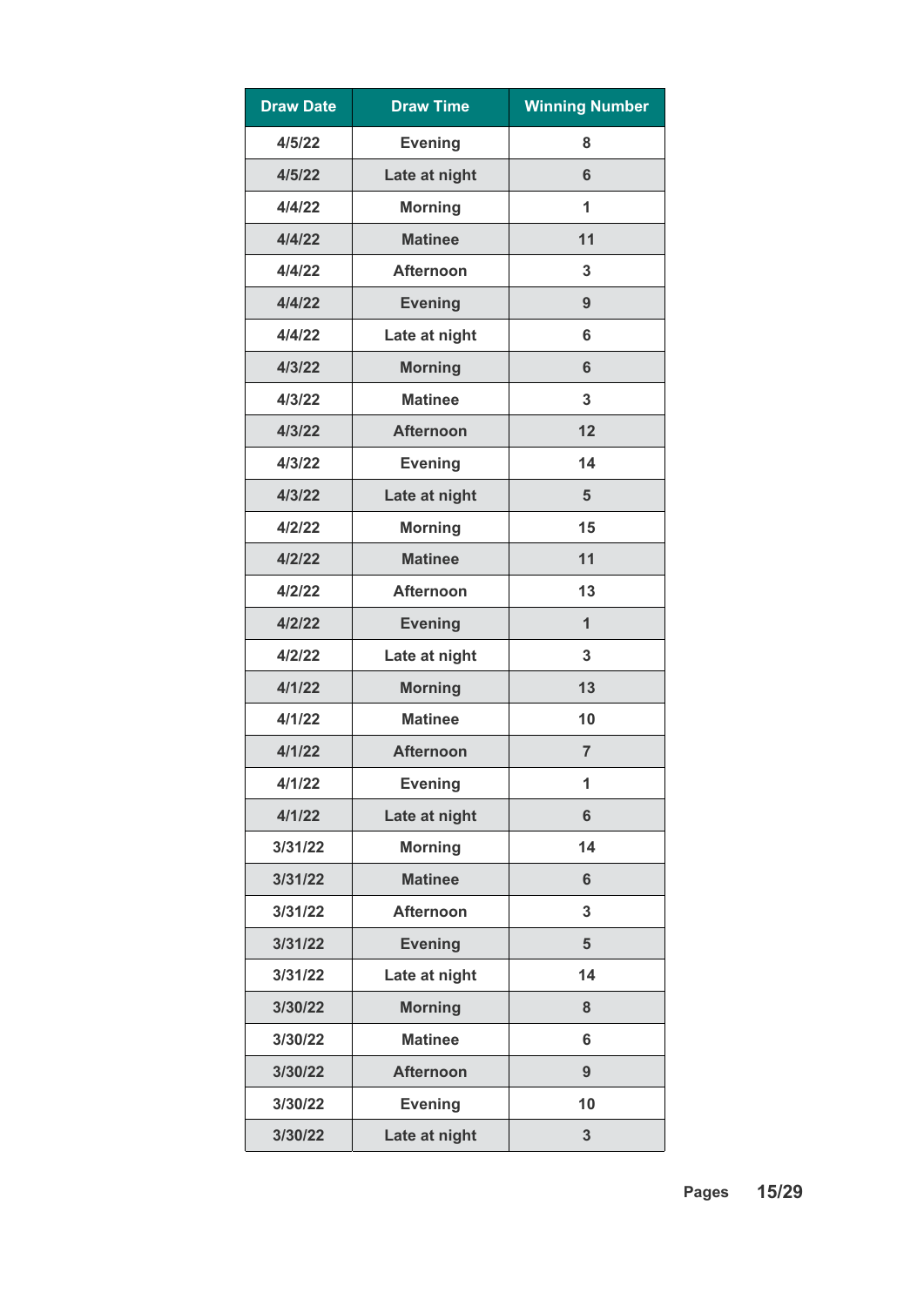| Draw Date | Draw Time | Winning Number |
|---|---|---|
| 4/5/22 | Evening | 8 |
| 4/5/22 | Late at night | 6 |
| 4/4/22 | Morning | 1 |
| 4/4/22 | Matinee | 11 |
| 4/4/22 | Afternoon | 3 |
| 4/4/22 | Evening | 9 |
| 4/4/22 | Late at night | 6 |
| 4/3/22 | Morning | 6 |
| 4/3/22 | Matinee | 3 |
| 4/3/22 | Afternoon | 12 |
| 4/3/22 | Evening | 14 |
| 4/3/22 | Late at night | 5 |
| 4/2/22 | Morning | 15 |
| 4/2/22 | Matinee | 11 |
| 4/2/22 | Afternoon | 13 |
| 4/2/22 | Evening | 1 |
| 4/2/22 | Late at night | 3 |
| 4/1/22 | Morning | 13 |
| 4/1/22 | Matinee | 10 |
| 4/1/22 | Afternoon | 7 |
| 4/1/22 | Evening | 1 |
| 4/1/22 | Late at night | 6 |
| 3/31/22 | Morning | 14 |
| 3/31/22 | Matinee | 6 |
| 3/31/22 | Afternoon | 3 |
| 3/31/22 | Evening | 5 |
| 3/31/22 | Late at night | 14 |
| 3/30/22 | Morning | 8 |
| 3/30/22 | Matinee | 6 |
| 3/30/22 | Afternoon | 9 |
| 3/30/22 | Evening | 10 |
| 3/30/22 | Late at night | 3 |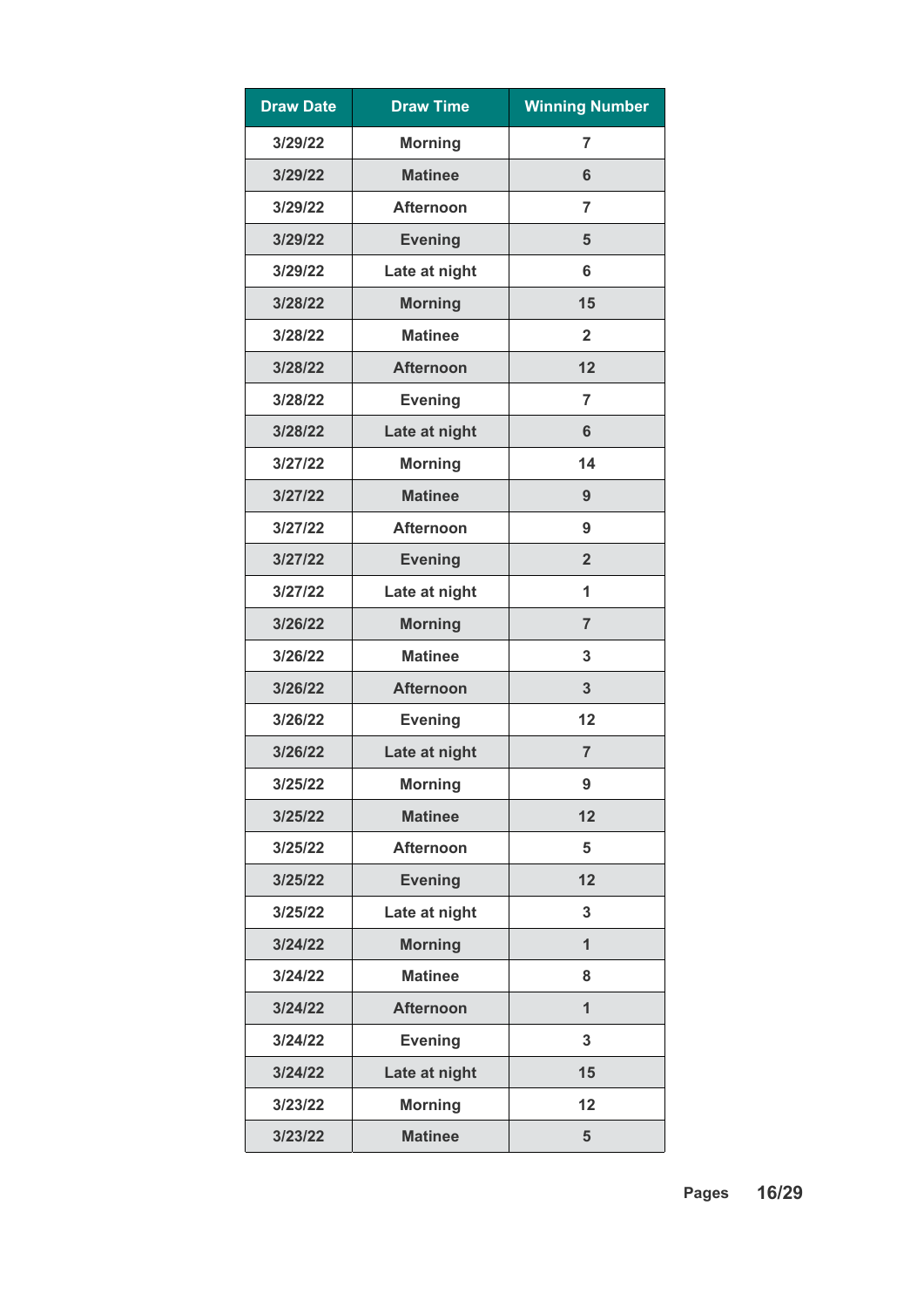| Draw Date | Draw Time | Winning Number |
|---|---|---|
| 3/29/22 | Morning | 7 |
| 3/29/22 | Matinee | 6 |
| 3/29/22 | Afternoon | 7 |
| 3/29/22 | Evening | 5 |
| 3/29/22 | Late at night | 6 |
| 3/28/22 | Morning | 15 |
| 3/28/22 | Matinee | 2 |
| 3/28/22 | Afternoon | 12 |
| 3/28/22 | Evening | 7 |
| 3/28/22 | Late at night | 6 |
| 3/27/22 | Morning | 14 |
| 3/27/22 | Matinee | 9 |
| 3/27/22 | Afternoon | 9 |
| 3/27/22 | Evening | 2 |
| 3/27/22 | Late at night | 1 |
| 3/26/22 | Morning | 7 |
| 3/26/22 | Matinee | 3 |
| 3/26/22 | Afternoon | 3 |
| 3/26/22 | Evening | 12 |
| 3/26/22 | Late at night | 7 |
| 3/25/22 | Morning | 9 |
| 3/25/22 | Matinee | 12 |
| 3/25/22 | Afternoon | 5 |
| 3/25/22 | Evening | 12 |
| 3/25/22 | Late at night | 3 |
| 3/24/22 | Morning | 1 |
| 3/24/22 | Matinee | 8 |
| 3/24/22 | Afternoon | 1 |
| 3/24/22 | Evening | 3 |
| 3/24/22 | Late at night | 15 |
| 3/23/22 | Morning | 12 |
| 3/23/22 | Matinee | 5 |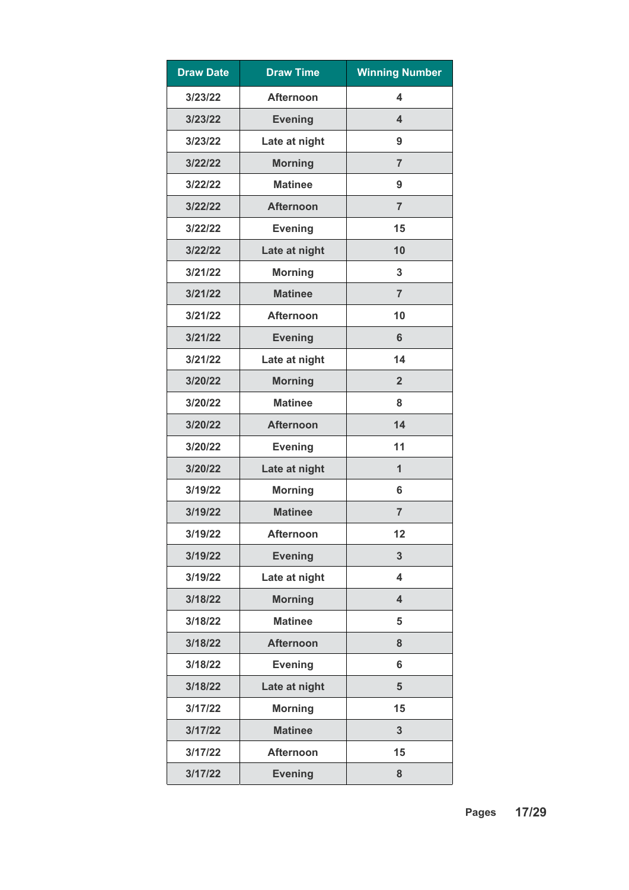| Draw Date | Draw Time | Winning Number |
|---|---|---|
| 3/23/22 | Afternoon | 4 |
| 3/23/22 | Evening | 4 |
| 3/23/22 | Late at night | 9 |
| 3/22/22 | Morning | 7 |
| 3/22/22 | Matinee | 9 |
| 3/22/22 | Afternoon | 7 |
| 3/22/22 | Evening | 15 |
| 3/22/22 | Late at night | 10 |
| 3/21/22 | Morning | 3 |
| 3/21/22 | Matinee | 7 |
| 3/21/22 | Afternoon | 10 |
| 3/21/22 | Evening | 6 |
| 3/21/22 | Late at night | 14 |
| 3/20/22 | Morning | 2 |
| 3/20/22 | Matinee | 8 |
| 3/20/22 | Afternoon | 14 |
| 3/20/22 | Evening | 11 |
| 3/20/22 | Late at night | 1 |
| 3/19/22 | Morning | 6 |
| 3/19/22 | Matinee | 7 |
| 3/19/22 | Afternoon | 12 |
| 3/19/22 | Evening | 3 |
| 3/19/22 | Late at night | 4 |
| 3/18/22 | Morning | 4 |
| 3/18/22 | Matinee | 5 |
| 3/18/22 | Afternoon | 8 |
| 3/18/22 | Evening | 6 |
| 3/18/22 | Late at night | 5 |
| 3/17/22 | Morning | 15 |
| 3/17/22 | Matinee | 3 |
| 3/17/22 | Afternoon | 15 |
| 3/17/22 | Evening | 8 |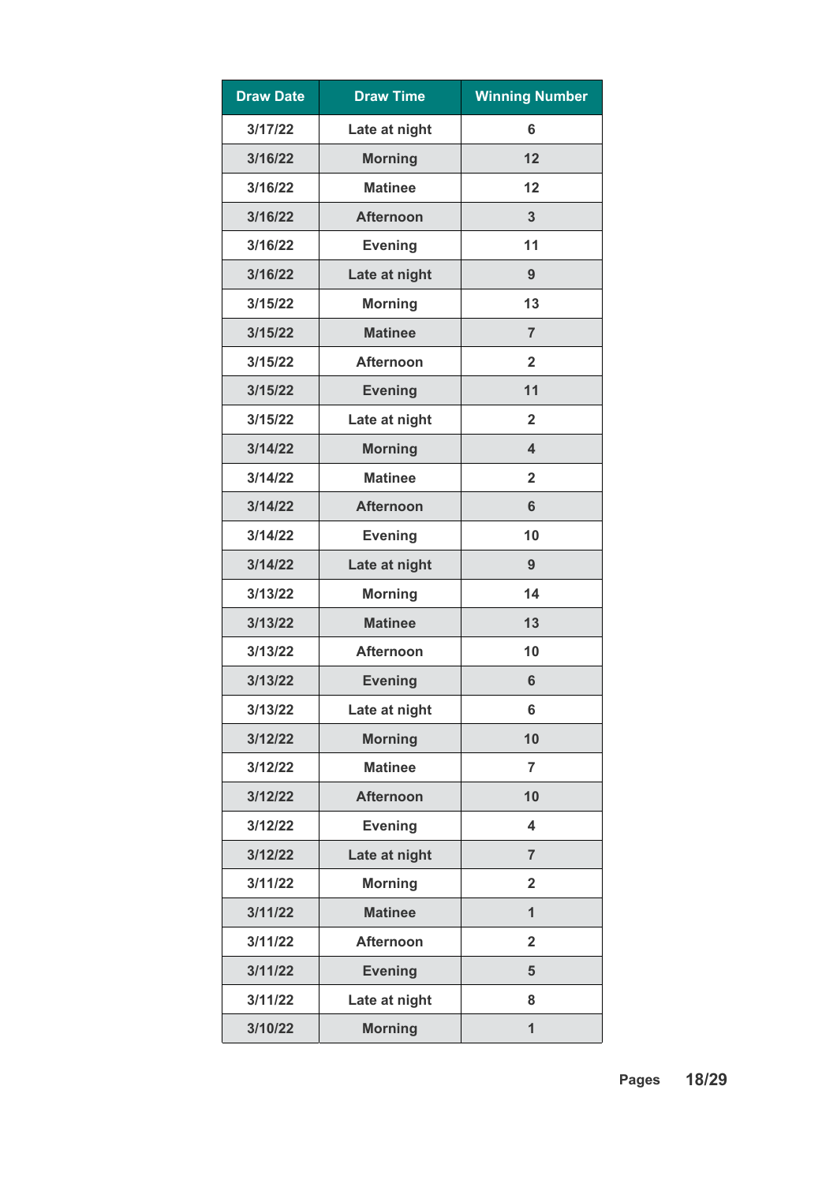| Draw Date | Draw Time | Winning Number |
|---|---|---|
| 3/17/22 | Late at night | 6 |
| 3/16/22 | Morning | 12 |
| 3/16/22 | Matinee | 12 |
| 3/16/22 | Afternoon | 3 |
| 3/16/22 | Evening | 11 |
| 3/16/22 | Late at night | 9 |
| 3/15/22 | Morning | 13 |
| 3/15/22 | Matinee | 7 |
| 3/15/22 | Afternoon | 2 |
| 3/15/22 | Evening | 11 |
| 3/15/22 | Late at night | 2 |
| 3/14/22 | Morning | 4 |
| 3/14/22 | Matinee | 2 |
| 3/14/22 | Afternoon | 6 |
| 3/14/22 | Evening | 10 |
| 3/14/22 | Late at night | 9 |
| 3/13/22 | Morning | 14 |
| 3/13/22 | Matinee | 13 |
| 3/13/22 | Afternoon | 10 |
| 3/13/22 | Evening | 6 |
| 3/13/22 | Late at night | 6 |
| 3/12/22 | Morning | 10 |
| 3/12/22 | Matinee | 7 |
| 3/12/22 | Afternoon | 10 |
| 3/12/22 | Evening | 4 |
| 3/12/22 | Late at night | 7 |
| 3/11/22 | Morning | 2 |
| 3/11/22 | Matinee | 1 |
| 3/11/22 | Afternoon | 2 |
| 3/11/22 | Evening | 5 |
| 3/11/22 | Late at night | 8 |
| 3/10/22 | Morning | 1 |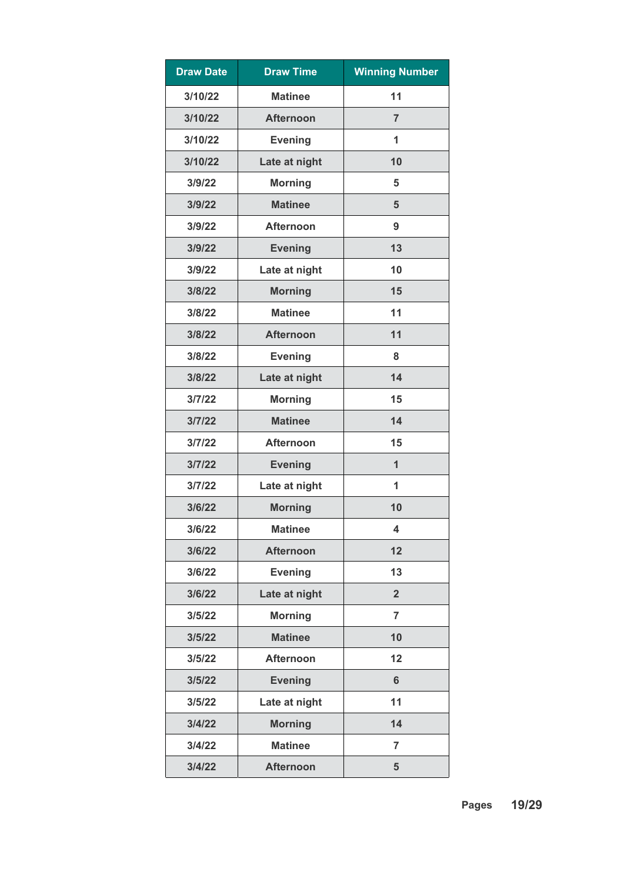| Draw Date | Draw Time | Winning Number |
|---|---|---|
| 3/10/22 | Matinee | 11 |
| 3/10/22 | Afternoon | 7 |
| 3/10/22 | Evening | 1 |
| 3/10/22 | Late at night | 10 |
| 3/9/22 | Morning | 5 |
| 3/9/22 | Matinee | 5 |
| 3/9/22 | Afternoon | 9 |
| 3/9/22 | Evening | 13 |
| 3/9/22 | Late at night | 10 |
| 3/8/22 | Morning | 15 |
| 3/8/22 | Matinee | 11 |
| 3/8/22 | Afternoon | 11 |
| 3/8/22 | Evening | 8 |
| 3/8/22 | Late at night | 14 |
| 3/7/22 | Morning | 15 |
| 3/7/22 | Matinee | 14 |
| 3/7/22 | Afternoon | 15 |
| 3/7/22 | Evening | 1 |
| 3/7/22 | Late at night | 1 |
| 3/6/22 | Morning | 10 |
| 3/6/22 | Matinee | 4 |
| 3/6/22 | Afternoon | 12 |
| 3/6/22 | Evening | 13 |
| 3/6/22 | Late at night | 2 |
| 3/5/22 | Morning | 7 |
| 3/5/22 | Matinee | 10 |
| 3/5/22 | Afternoon | 12 |
| 3/5/22 | Evening | 6 |
| 3/5/22 | Late at night | 11 |
| 3/4/22 | Morning | 14 |
| 3/4/22 | Matinee | 7 |
| 3/4/22 | Afternoon | 5 |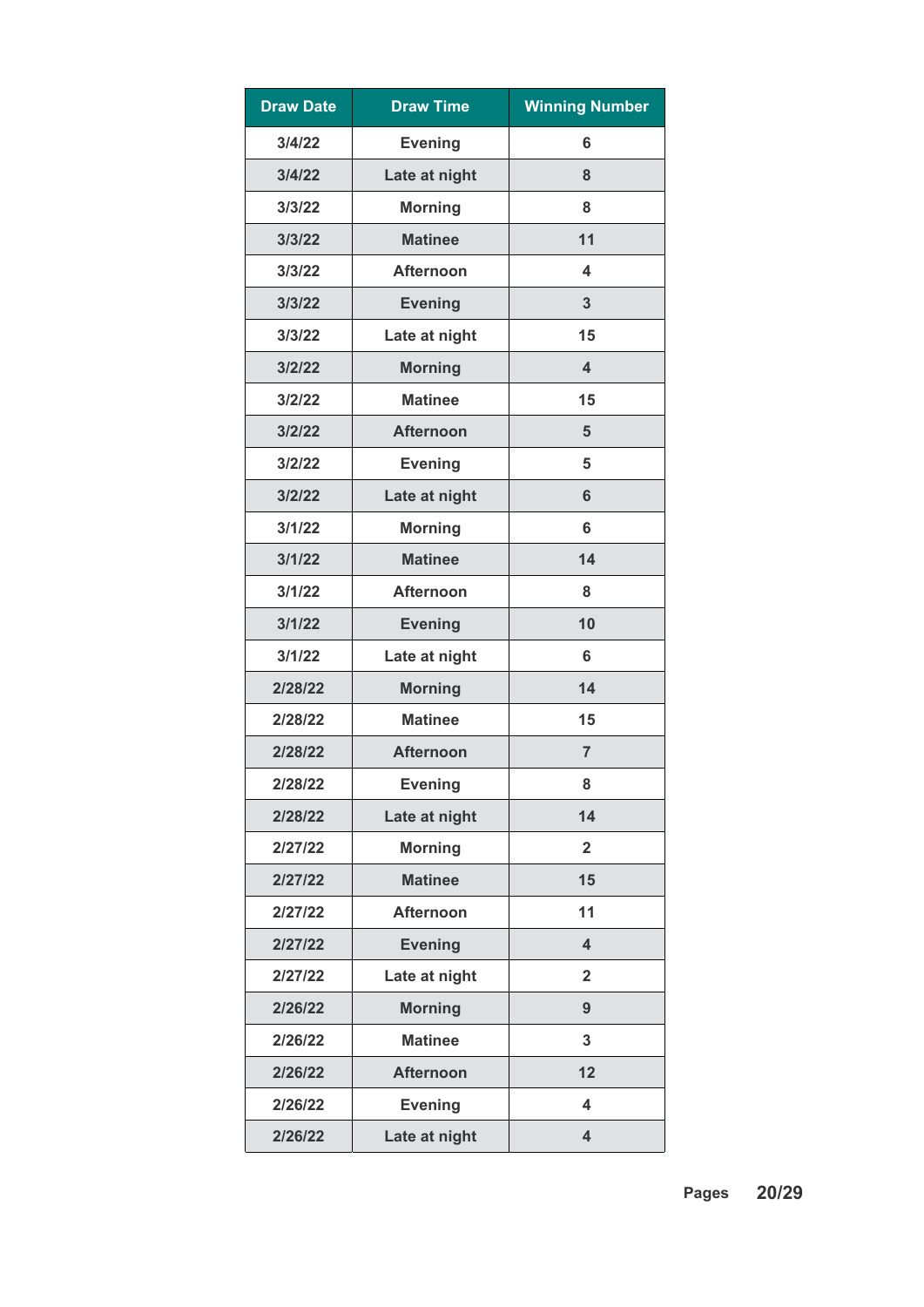| Draw Date | Draw Time | Winning Number |
|---|---|---|
| 3/4/22 | Evening | 6 |
| 3/4/22 | Late at night | 8 |
| 3/3/22 | Morning | 8 |
| 3/3/22 | Matinee | 11 |
| 3/3/22 | Afternoon | 4 |
| 3/3/22 | Evening | 3 |
| 3/3/22 | Late at night | 15 |
| 3/2/22 | Morning | 4 |
| 3/2/22 | Matinee | 15 |
| 3/2/22 | Afternoon | 5 |
| 3/2/22 | Evening | 5 |
| 3/2/22 | Late at night | 6 |
| 3/1/22 | Morning | 6 |
| 3/1/22 | Matinee | 14 |
| 3/1/22 | Afternoon | 8 |
| 3/1/22 | Evening | 10 |
| 3/1/22 | Late at night | 6 |
| 2/28/22 | Morning | 14 |
| 2/28/22 | Matinee | 15 |
| 2/28/22 | Afternoon | 7 |
| 2/28/22 | Evening | 8 |
| 2/28/22 | Late at night | 14 |
| 2/27/22 | Morning | 2 |
| 2/27/22 | Matinee | 15 |
| 2/27/22 | Afternoon | 11 |
| 2/27/22 | Evening | 4 |
| 2/27/22 | Late at night | 2 |
| 2/26/22 | Morning | 9 |
| 2/26/22 | Matinee | 3 |
| 2/26/22 | Afternoon | 12 |
| 2/26/22 | Evening | 4 |
| 2/26/22 | Late at night | 4 |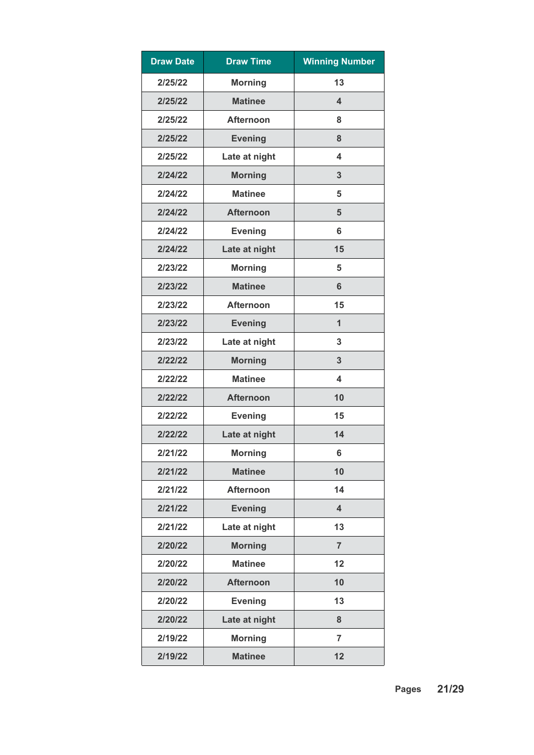| Draw Date | Draw Time | Winning Number |
|---|---|---|
| 2/25/22 | Morning | 13 |
| 2/25/22 | Matinee | 4 |
| 2/25/22 | Afternoon | 8 |
| 2/25/22 | Evening | 8 |
| 2/25/22 | Late at night | 4 |
| 2/24/22 | Morning | 3 |
| 2/24/22 | Matinee | 5 |
| 2/24/22 | Afternoon | 5 |
| 2/24/22 | Evening | 6 |
| 2/24/22 | Late at night | 15 |
| 2/23/22 | Morning | 5 |
| 2/23/22 | Matinee | 6 |
| 2/23/22 | Afternoon | 15 |
| 2/23/22 | Evening | 1 |
| 2/23/22 | Late at night | 3 |
| 2/22/22 | Morning | 3 |
| 2/22/22 | Matinee | 4 |
| 2/22/22 | Afternoon | 10 |
| 2/22/22 | Evening | 15 |
| 2/22/22 | Late at night | 14 |
| 2/21/22 | Morning | 6 |
| 2/21/22 | Matinee | 10 |
| 2/21/22 | Afternoon | 14 |
| 2/21/22 | Evening | 4 |
| 2/21/22 | Late at night | 13 |
| 2/20/22 | Morning | 7 |
| 2/20/22 | Matinee | 12 |
| 2/20/22 | Afternoon | 10 |
| 2/20/22 | Evening | 13 |
| 2/20/22 | Late at night | 8 |
| 2/19/22 | Morning | 7 |
| 2/19/22 | Matinee | 12 |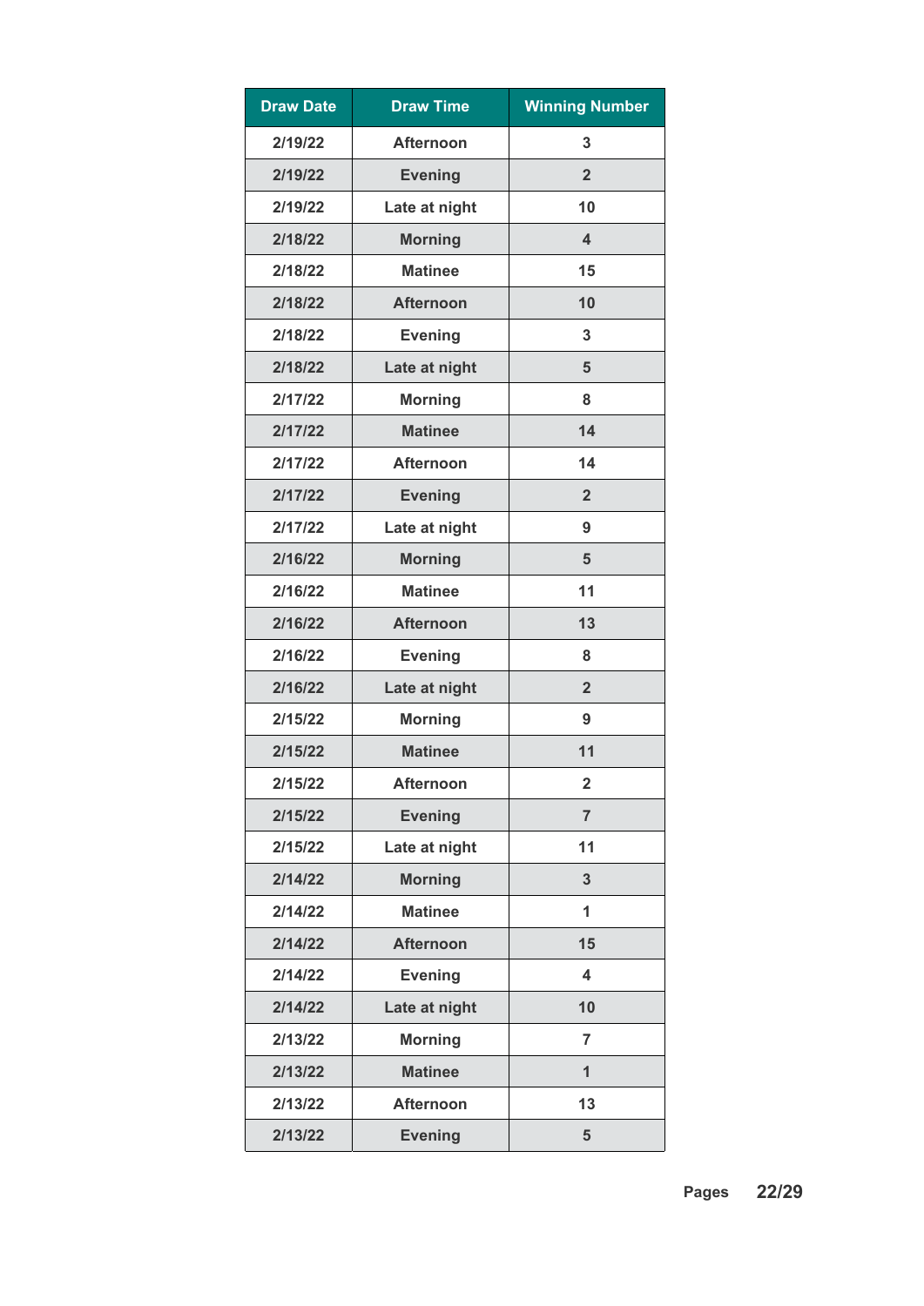| Draw Date | Draw Time | Winning Number |
| --- | --- | --- |
| 2/19/22 | Afternoon | 3 |
| 2/19/22 | Evening | 2 |
| 2/19/22 | Late at night | 10 |
| 2/18/22 | Morning | 4 |
| 2/18/22 | Matinee | 15 |
| 2/18/22 | Afternoon | 10 |
| 2/18/22 | Evening | 3 |
| 2/18/22 | Late at night | 5 |
| 2/17/22 | Morning | 8 |
| 2/17/22 | Matinee | 14 |
| 2/17/22 | Afternoon | 14 |
| 2/17/22 | Evening | 2 |
| 2/17/22 | Late at night | 9 |
| 2/16/22 | Morning | 5 |
| 2/16/22 | Matinee | 11 |
| 2/16/22 | Afternoon | 13 |
| 2/16/22 | Evening | 8 |
| 2/16/22 | Late at night | 2 |
| 2/15/22 | Morning | 9 |
| 2/15/22 | Matinee | 11 |
| 2/15/22 | Afternoon | 2 |
| 2/15/22 | Evening | 7 |
| 2/15/22 | Late at night | 11 |
| 2/14/22 | Morning | 3 |
| 2/14/22 | Matinee | 1 |
| 2/14/22 | Afternoon | 15 |
| 2/14/22 | Evening | 4 |
| 2/14/22 | Late at night | 10 |
| 2/13/22 | Morning | 7 |
| 2/13/22 | Matinee | 1 |
| 2/13/22 | Afternoon | 13 |
| 2/13/22 | Evening | 5 |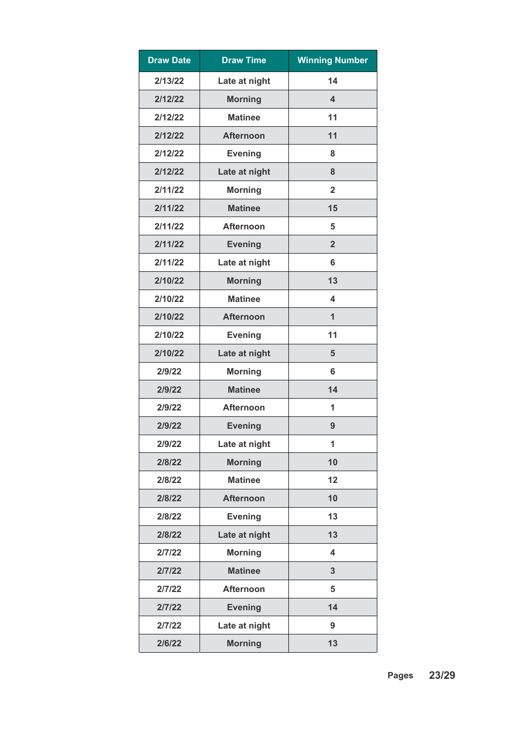| Draw Date | Draw Time | Winning Number |
|---|---|---|
| 2/13/22 | Late at night | 14 |
| 2/12/22 | Morning | 4 |
| 2/12/22 | Matinee | 11 |
| 2/12/22 | Afternoon | 11 |
| 2/12/22 | Evening | 8 |
| 2/12/22 | Late at night | 8 |
| 2/11/22 | Morning | 2 |
| 2/11/22 | Matinee | 15 |
| 2/11/22 | Afternoon | 5 |
| 2/11/22 | Evening | 2 |
| 2/11/22 | Late at night | 6 |
| 2/10/22 | Morning | 13 |
| 2/10/22 | Matinee | 4 |
| 2/10/22 | Afternoon | 1 |
| 2/10/22 | Evening | 11 |
| 2/10/22 | Late at night | 5 |
| 2/9/22 | Morning | 6 |
| 2/9/22 | Matinee | 14 |
| 2/9/22 | Afternoon | 1 |
| 2/9/22 | Evening | 9 |
| 2/9/22 | Late at night | 1 |
| 2/8/22 | Morning | 10 |
| 2/8/22 | Matinee | 12 |
| 2/8/22 | Afternoon | 10 |
| 2/8/22 | Evening | 13 |
| 2/8/22 | Late at night | 13 |
| 2/7/22 | Morning | 4 |
| 2/7/22 | Matinee | 3 |
| 2/7/22 | Afternoon | 5 |
| 2/7/22 | Evening | 14 |
| 2/7/22 | Late at night | 9 |
| 2/6/22 | Morning | 13 |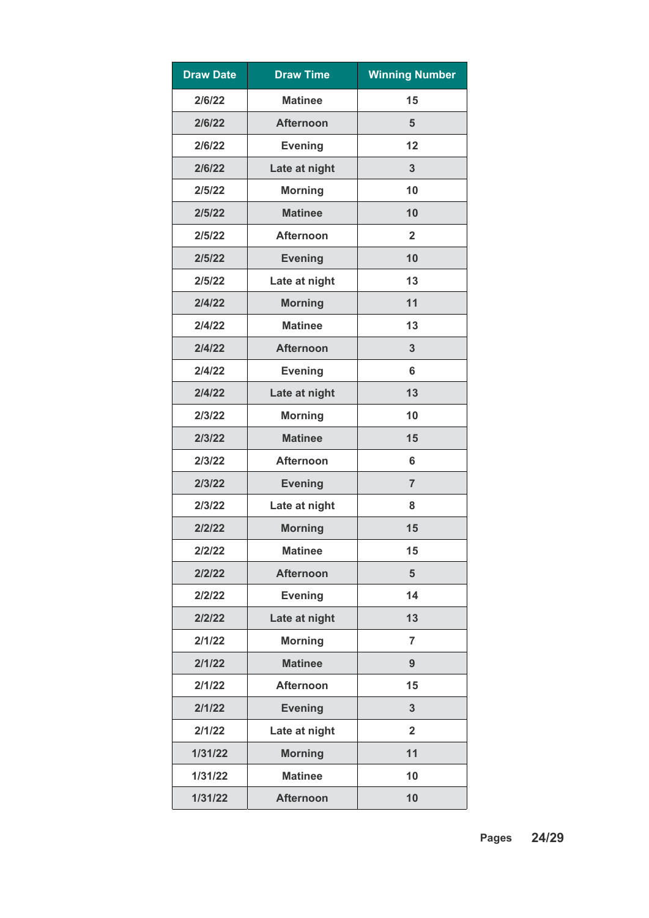| Draw Date | Draw Time | Winning Number |
|---|---|---|
| 2/6/22 | Matinee | 15 |
| 2/6/22 | Afternoon | 5 |
| 2/6/22 | Evening | 12 |
| 2/6/22 | Late at night | 3 |
| 2/5/22 | Morning | 10 |
| 2/5/22 | Matinee | 10 |
| 2/5/22 | Afternoon | 2 |
| 2/5/22 | Evening | 10 |
| 2/5/22 | Late at night | 13 |
| 2/4/22 | Morning | 11 |
| 2/4/22 | Matinee | 13 |
| 2/4/22 | Afternoon | 3 |
| 2/4/22 | Evening | 6 |
| 2/4/22 | Late at night | 13 |
| 2/3/22 | Morning | 10 |
| 2/3/22 | Matinee | 15 |
| 2/3/22 | Afternoon | 6 |
| 2/3/22 | Evening | 7 |
| 2/3/22 | Late at night | 8 |
| 2/2/22 | Morning | 15 |
| 2/2/22 | Matinee | 15 |
| 2/2/22 | Afternoon | 5 |
| 2/2/22 | Evening | 14 |
| 2/2/22 | Late at night | 13 |
| 2/1/22 | Morning | 7 |
| 2/1/22 | Matinee | 9 |
| 2/1/22 | Afternoon | 15 |
| 2/1/22 | Evening | 3 |
| 2/1/22 | Late at night | 2 |
| 1/31/22 | Morning | 11 |
| 1/31/22 | Matinee | 10 |
| 1/31/22 | Afternoon | 10 |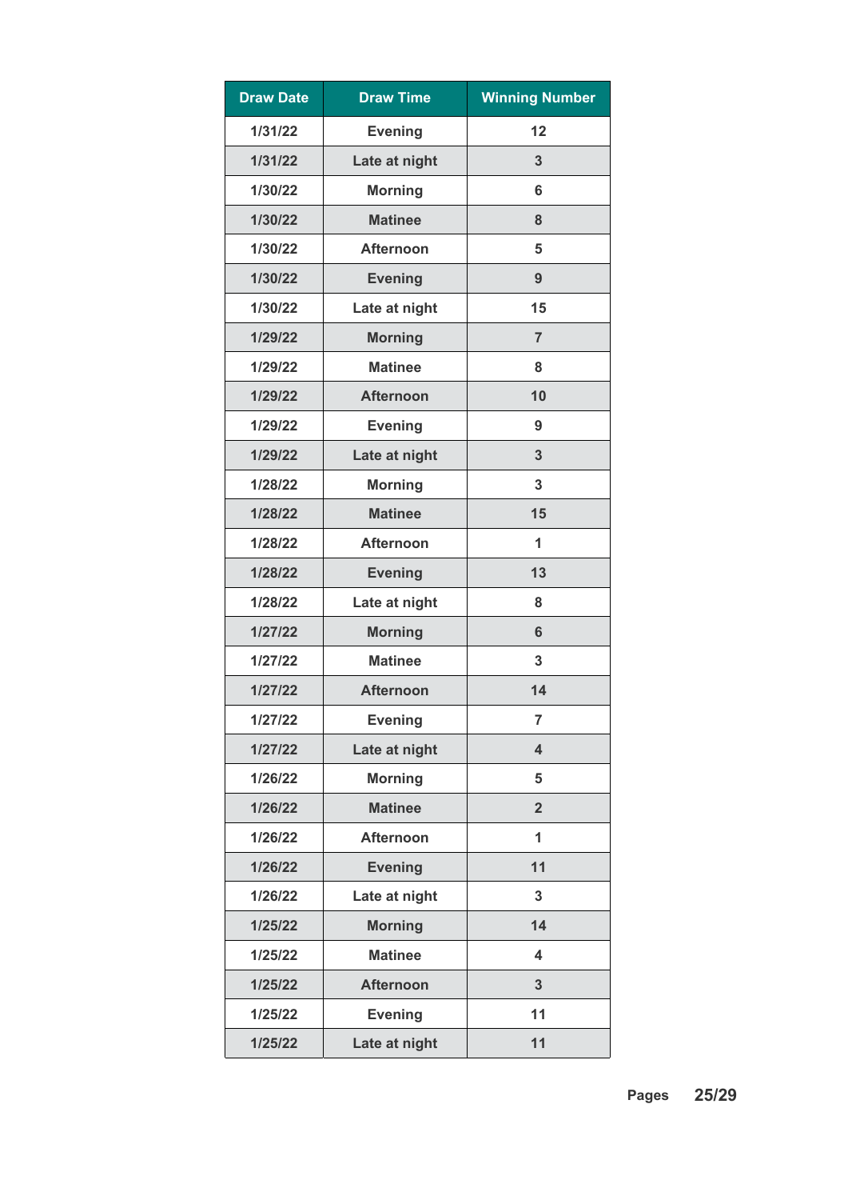| Draw Date | Draw Time | Winning Number |
|---|---|---|
| 1/31/22 | Evening | 12 |
| 1/31/22 | Late at night | 3 |
| 1/30/22 | Morning | 6 |
| 1/30/22 | Matinee | 8 |
| 1/30/22 | Afternoon | 5 |
| 1/30/22 | Evening | 9 |
| 1/30/22 | Late at night | 15 |
| 1/29/22 | Morning | 7 |
| 1/29/22 | Matinee | 8 |
| 1/29/22 | Afternoon | 10 |
| 1/29/22 | Evening | 9 |
| 1/29/22 | Late at night | 3 |
| 1/28/22 | Morning | 3 |
| 1/28/22 | Matinee | 15 |
| 1/28/22 | Afternoon | 1 |
| 1/28/22 | Evening | 13 |
| 1/28/22 | Late at night | 8 |
| 1/27/22 | Morning | 6 |
| 1/27/22 | Matinee | 3 |
| 1/27/22 | Afternoon | 14 |
| 1/27/22 | Evening | 7 |
| 1/27/22 | Late at night | 4 |
| 1/26/22 | Morning | 5 |
| 1/26/22 | Matinee | 2 |
| 1/26/22 | Afternoon | 1 |
| 1/26/22 | Evening | 11 |
| 1/26/22 | Late at night | 3 |
| 1/25/22 | Morning | 14 |
| 1/25/22 | Matinee | 4 |
| 1/25/22 | Afternoon | 3 |
| 1/25/22 | Evening | 11 |
| 1/25/22 | Late at night | 11 |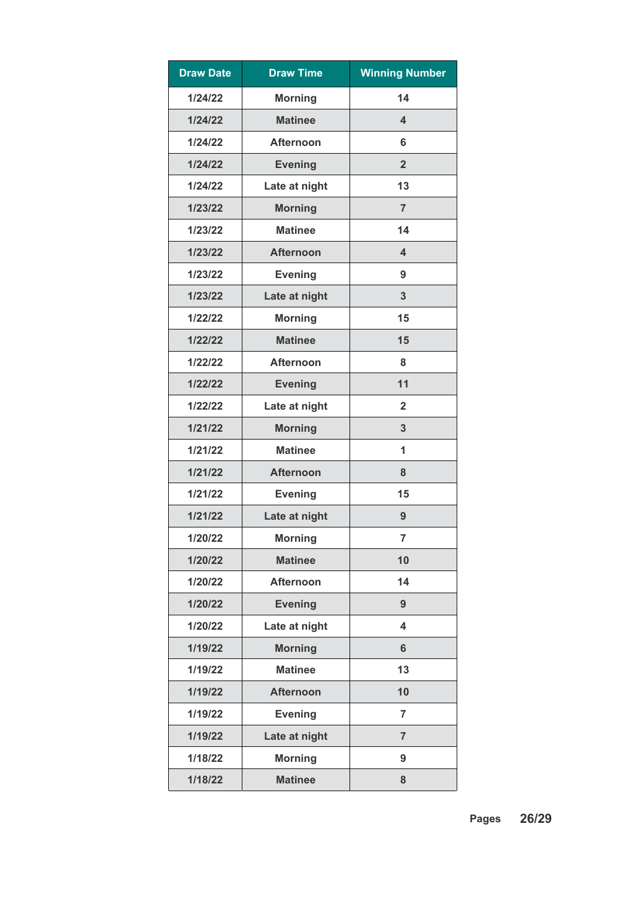| Draw Date | Draw Time | Winning Number |
|---|---|---|
| 1/24/22 | Morning | 14 |
| 1/24/22 | Matinee | 4 |
| 1/24/22 | Afternoon | 6 |
| 1/24/22 | Evening | 2 |
| 1/24/22 | Late at night | 13 |
| 1/23/22 | Morning | 7 |
| 1/23/22 | Matinee | 14 |
| 1/23/22 | Afternoon | 4 |
| 1/23/22 | Evening | 9 |
| 1/23/22 | Late at night | 3 |
| 1/22/22 | Morning | 15 |
| 1/22/22 | Matinee | 15 |
| 1/22/22 | Afternoon | 8 |
| 1/22/22 | Evening | 11 |
| 1/22/22 | Late at night | 2 |
| 1/21/22 | Morning | 3 |
| 1/21/22 | Matinee | 1 |
| 1/21/22 | Afternoon | 8 |
| 1/21/22 | Evening | 15 |
| 1/21/22 | Late at night | 9 |
| 1/20/22 | Morning | 7 |
| 1/20/22 | Matinee | 10 |
| 1/20/22 | Afternoon | 14 |
| 1/20/22 | Evening | 9 |
| 1/20/22 | Late at night | 4 |
| 1/19/22 | Morning | 6 |
| 1/19/22 | Matinee | 13 |
| 1/19/22 | Afternoon | 10 |
| 1/19/22 | Evening | 7 |
| 1/19/22 | Late at night | 7 |
| 1/18/22 | Morning | 9 |
| 1/18/22 | Matinee | 8 |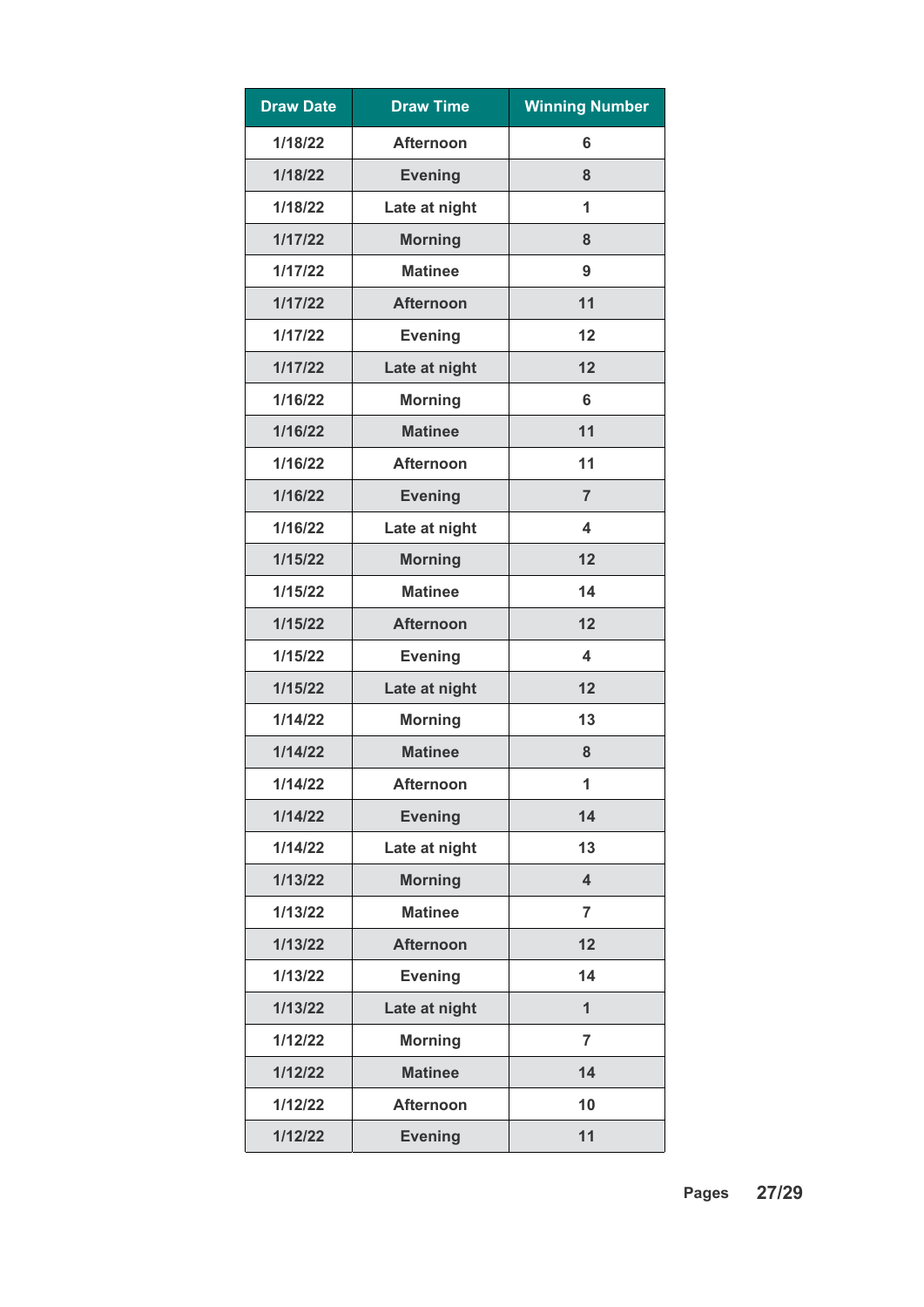| Draw Date | Draw Time | Winning Number |
|---|---|---|
| 1/18/22 | Afternoon | 6 |
| 1/18/22 | Evening | 8 |
| 1/18/22 | Late at night | 1 |
| 1/17/22 | Morning | 8 |
| 1/17/22 | Matinee | 9 |
| 1/17/22 | Afternoon | 11 |
| 1/17/22 | Evening | 12 |
| 1/17/22 | Late at night | 12 |
| 1/16/22 | Morning | 6 |
| 1/16/22 | Matinee | 11 |
| 1/16/22 | Afternoon | 11 |
| 1/16/22 | Evening | 7 |
| 1/16/22 | Late at night | 4 |
| 1/15/22 | Morning | 12 |
| 1/15/22 | Matinee | 14 |
| 1/15/22 | Afternoon | 12 |
| 1/15/22 | Evening | 4 |
| 1/15/22 | Late at night | 12 |
| 1/14/22 | Morning | 13 |
| 1/14/22 | Matinee | 8 |
| 1/14/22 | Afternoon | 1 |
| 1/14/22 | Evening | 14 |
| 1/14/22 | Late at night | 13 |
| 1/13/22 | Morning | 4 |
| 1/13/22 | Matinee | 7 |
| 1/13/22 | Afternoon | 12 |
| 1/13/22 | Evening | 14 |
| 1/13/22 | Late at night | 1 |
| 1/12/22 | Morning | 7 |
| 1/12/22 | Matinee | 14 |
| 1/12/22 | Afternoon | 10 |
| 1/12/22 | Evening | 11 |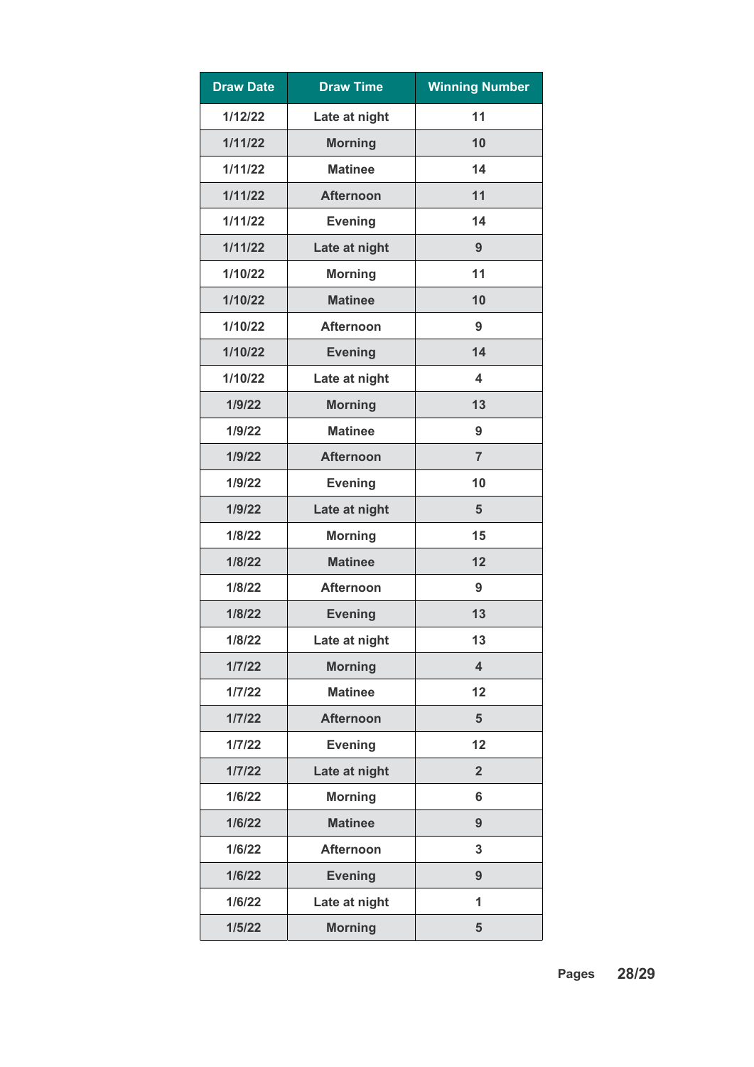| Draw Date | Draw Time | Winning Number |
|---|---|---|
| 1/12/22 | Late at night | 11 |
| 1/11/22 | Morning | 10 |
| 1/11/22 | Matinee | 14 |
| 1/11/22 | Afternoon | 11 |
| 1/11/22 | Evening | 14 |
| 1/11/22 | Late at night | 9 |
| 1/10/22 | Morning | 11 |
| 1/10/22 | Matinee | 10 |
| 1/10/22 | Afternoon | 9 |
| 1/10/22 | Evening | 14 |
| 1/10/22 | Late at night | 4 |
| 1/9/22 | Morning | 13 |
| 1/9/22 | Matinee | 9 |
| 1/9/22 | Afternoon | 7 |
| 1/9/22 | Evening | 10 |
| 1/9/22 | Late at night | 5 |
| 1/8/22 | Morning | 15 |
| 1/8/22 | Matinee | 12 |
| 1/8/22 | Afternoon | 9 |
| 1/8/22 | Evening | 13 |
| 1/8/22 | Late at night | 13 |
| 1/7/22 | Morning | 4 |
| 1/7/22 | Matinee | 12 |
| 1/7/22 | Afternoon | 5 |
| 1/7/22 | Evening | 12 |
| 1/7/22 | Late at night | 2 |
| 1/6/22 | Morning | 6 |
| 1/6/22 | Matinee | 9 |
| 1/6/22 | Afternoon | 3 |
| 1/6/22 | Evening | 9 |
| 1/6/22 | Late at night | 1 |
| 1/5/22 | Morning | 5 |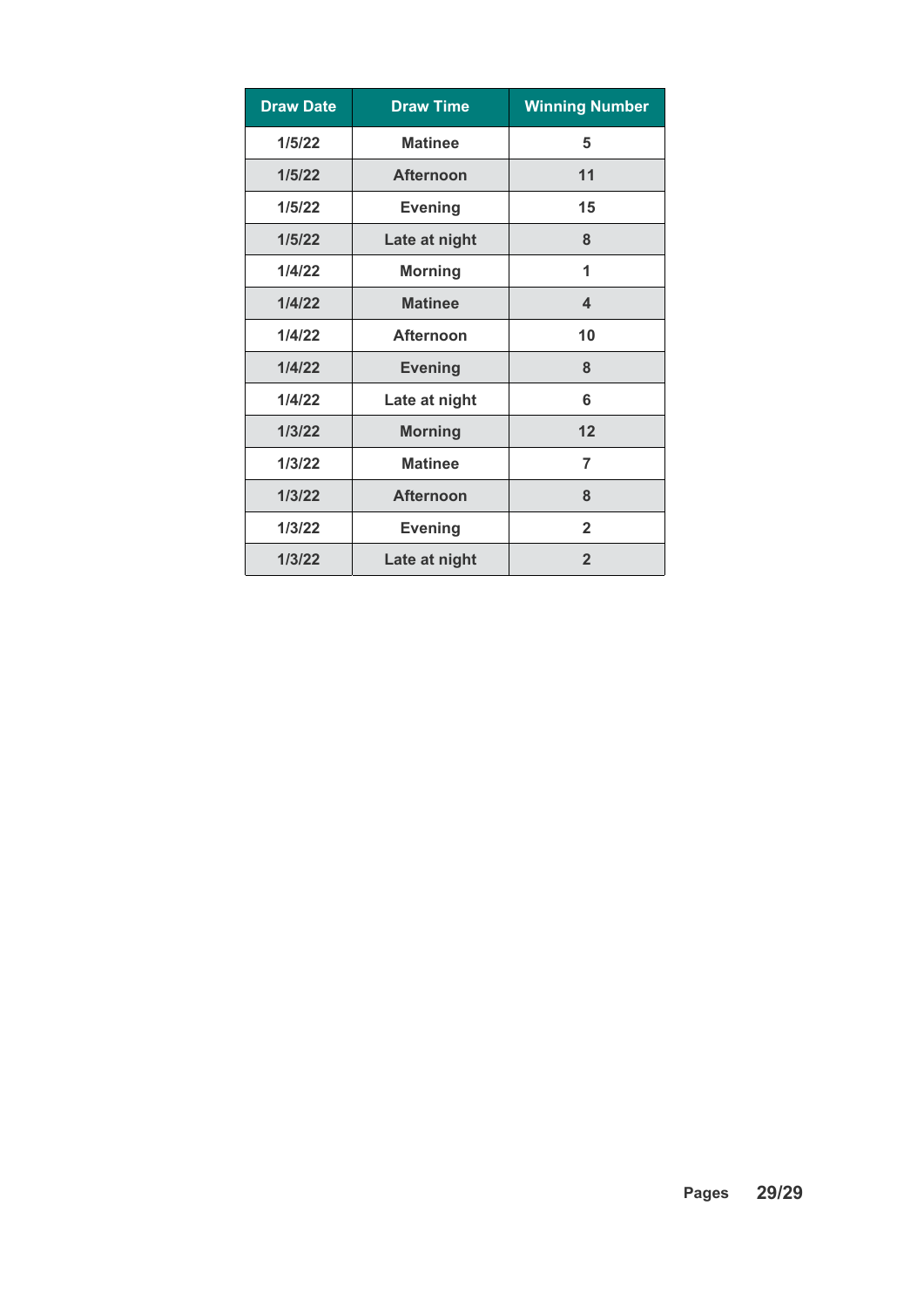| Draw Date | Draw Time | Winning Number |
| --- | --- | --- |
| 1/5/22 | Matinee | 5 |
| 1/5/22 | Afternoon | 11 |
| 1/5/22 | Evening | 15 |
| 1/5/22 | Late at night | 8 |
| 1/4/22 | Morning | 1 |
| 1/4/22 | Matinee | 4 |
| 1/4/22 | Afternoon | 10 |
| 1/4/22 | Evening | 8 |
| 1/4/22 | Late at night | 6 |
| 1/3/22 | Morning | 12 |
| 1/3/22 | Matinee | 7 |
| 1/3/22 | Afternoon | 8 |
| 1/3/22 | Evening | 2 |
| 1/3/22 | Late at night | 2 |